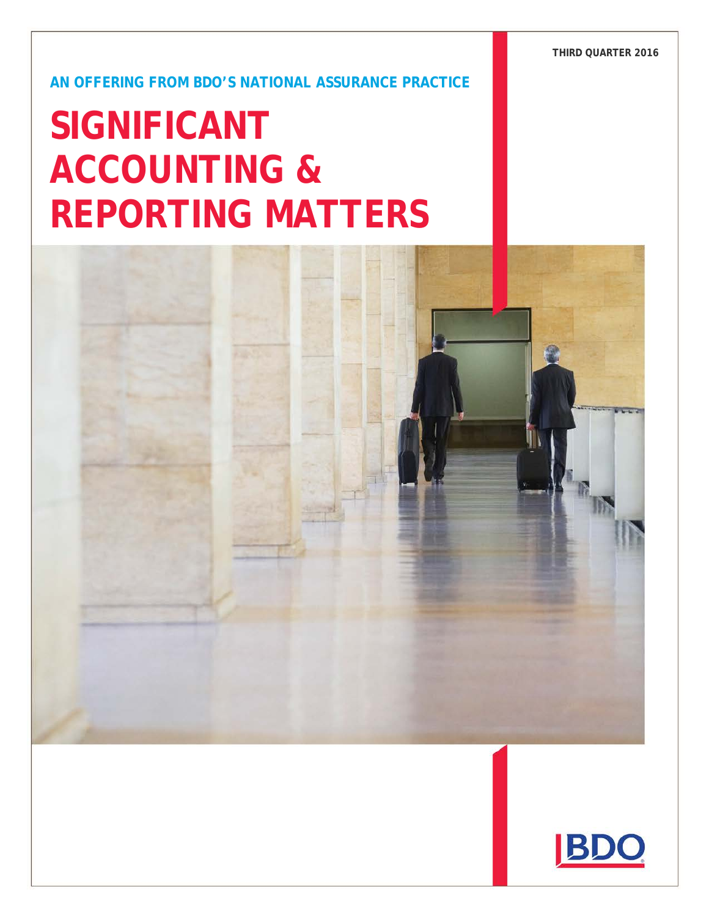THIRD QUARTER 2016

AN OFFERING FROM BDO'S NATIONAL ASSURANCE PRACTICE

# SIGNIFICANT ACCOUNTING & REPORTING MATTERS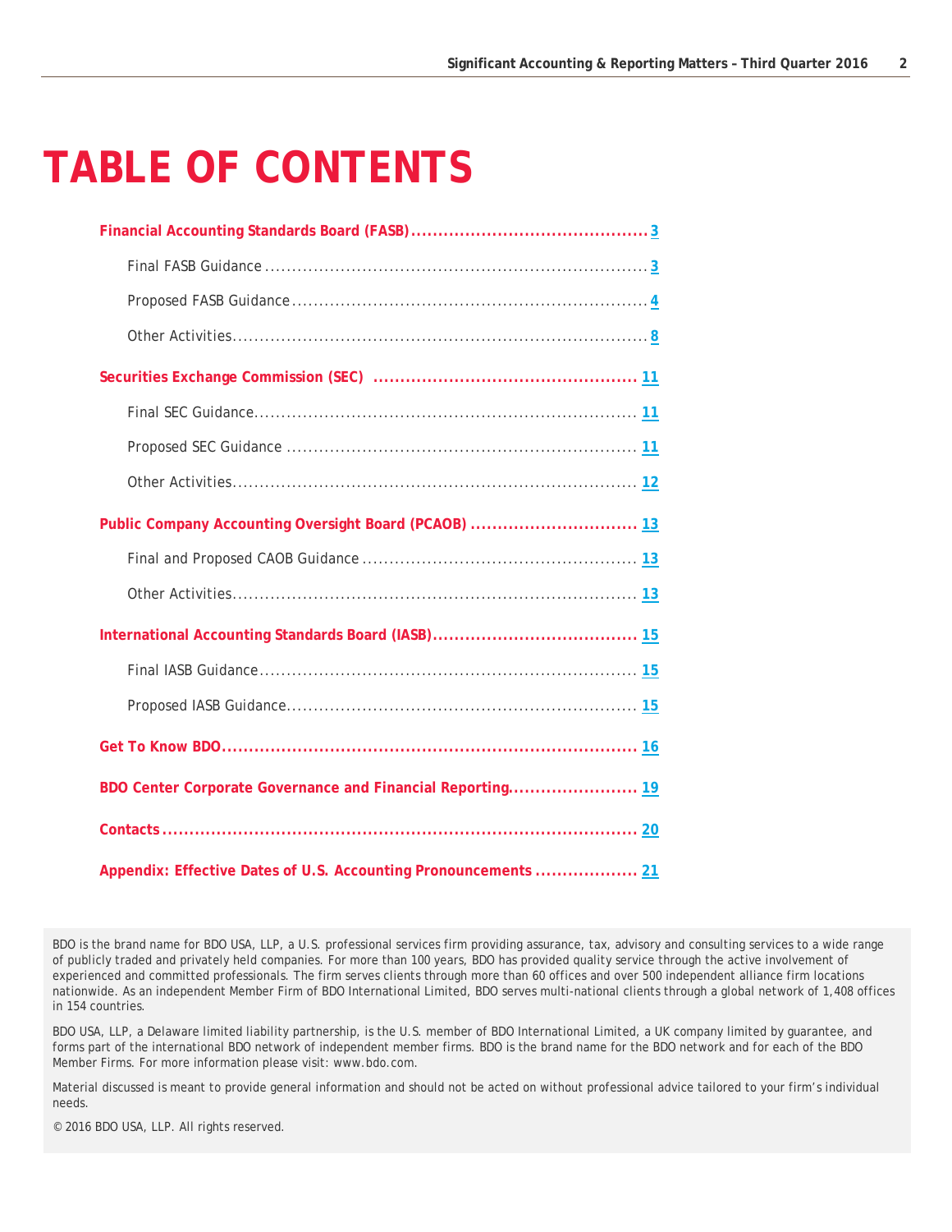# TABLE OF CONTENTS

**Financial Accounting Standards Board (FASB)** ........................................... 3

- Final FASB Guidance ..................................................................... 3
- Proposed FASB Guidance ................................................................ 4
- Other Activities .......................................................................... 8

**Securities Exchange Commission (SEC)** ................................................ 11

- Final SEC Guidance ...................................................................... 11
- Proposed SEC Guidance ................................................................. 11
- Other Activities .......................................................................... 12

**Public Company Accounting Oversight Board (PCAOB)** .............................. 13

- Final and Proposed CAOB Guidance .................................................. 13
- Other Activities .......................................................................... 13

**International Accounting Standards Board (IASB)** ..................................... 15

- Final IASB Guidance ..................................................................... 15
- Proposed IASB Guidance ................................................................ 15

**Get To Know BDO** ............................................................................ 16

**BDO Center Corporate Governance and Financial Reporting** ........................ 19

**Contacts** ...................................................................................... 20

**Appendix: Effective Dates of U.S. Accounting Pronouncements** .................. 21

BDO is the brand name for BDO USA, LLP, a U.S. professional services firm providing assurance, tax, advisory and consulting services to a wide range of publicly traded and privately held companies. For more than 100 years, BDO has provided quality service through the active involvement of experienced and committed professionals. The firm serves clients through more than 60 offices and over 500 independent alliance firm locations nationwide. As an independent Member Firm of BDO International Limited, BDO serves multi-national clients through a global network of 1,408 offices in 154 countries.

BDO USA, LLP, a Delaware limited liability partnership, is the U.S. member of BDO International Limited, a UK company limited by guarantee, and forms part of the international BDO network of independent member firms. BDO is the brand name for the BDO network and for each of the BDO Member Firms. For more information please visit: www.bdo.com.

Material discussed is meant to provide general information and should not be acted on without professional advice tailored to your firm's individual needs.

© 2016 BDO USA, LLP. All rights reserved.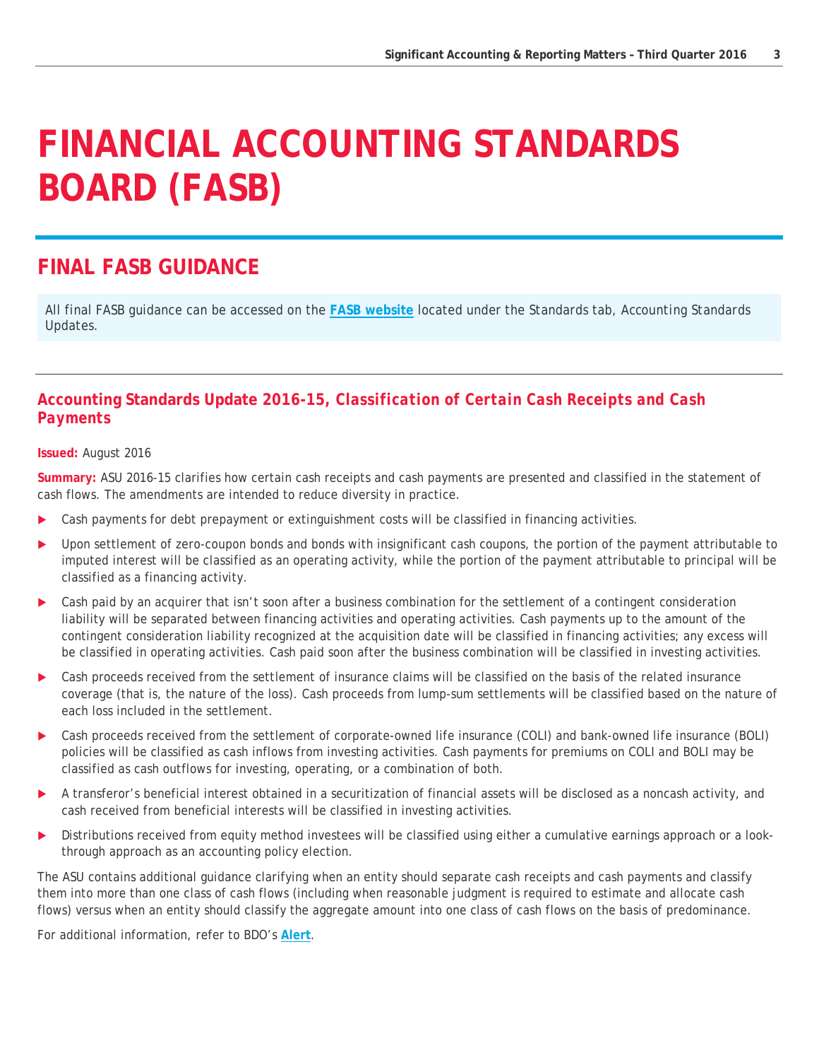# FINANCIAL ACCOUNTING STANDARDS BOARD (FASB)

## FINAL FASB GUIDANCE

All final FASB guidance can be accessed on the **FASB website** located under the Standards tab, Accounting Standards Updates.

### *Accounting Standards Update 2016-15, Classification of Certain Cash Receipts and Cash Payments*

**Issued:** August 2016

**Summary:** ASU 2016-15 clarifies how certain cash receipts and cash payments are presented and classified in the statement of cash flows. The amendments are intended to reduce diversity in practice.

- Cash payments for debt prepayment or extinguishment costs will be classified in financing activities.
- Upon settlement of zero-coupon bonds and bonds with insignificant cash coupons, the portion of the payment attributable to imputed interest will be classified as an operating activity, while the portion of the payment attributable to principal will be classified as a financing activity.
- Cash paid by an acquirer that isn't soon after a business combination for the settlement of a contingent consideration liability will be separated between financing activities and operating activities. Cash payments up to the amount of the contingent consideration liability recognized at the acquisition date will be classified in financing activities; any excess will be classified in operating activities. Cash paid soon after the business combination will be classified in investing activities.
- Cash proceeds received from the settlement of insurance claims will be classified on the basis of the related insurance coverage (that is, the nature of the loss). Cash proceeds from lump-sum settlements will be classified based on the nature of each loss included in the settlement.
- Cash proceeds received from the settlement of corporate-owned life insurance (COLI) and bank-owned life insurance (BOLI) policies will be classified as cash inflows from investing activities. Cash payments for premiums on COLI and BOLI may be classified as cash outflows for investing, operating, or a combination of both.
- A transferor's beneficial interest obtained in a securitization of financial assets will be disclosed as a noncash activity, and cash received from beneficial interests will be classified in investing activities.
- Distributions received from equity method investees will be classified using either a cumulative earnings approach or a look-through approach as an accounting policy election.

The ASU contains additional guidance clarifying when an entity should separate cash receipts and cash payments and classify them into more than one class of cash flows (including when reasonable judgment is required to estimate and allocate cash flows) versus when an entity should classify the aggregate amount into one class of cash flows on the basis of predominance.

For additional information, refer to BDO's **Alert**.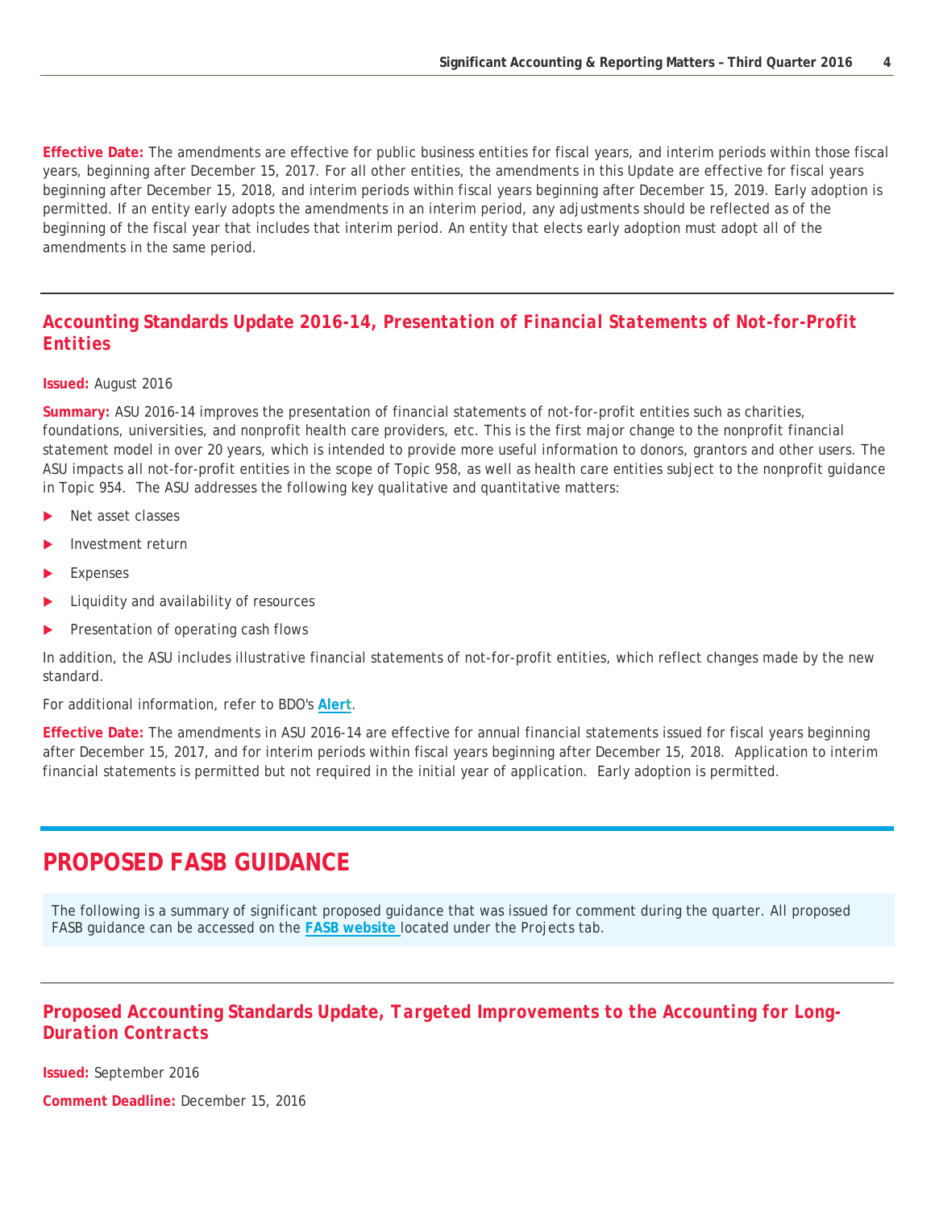**Effective Date:** The amendments are effective for public business entities for fiscal years, and interim periods within those fiscal years, beginning after December 15, 2017. For all other entities, the amendments in this Update are effective for fiscal years beginning after December 15, 2018, and interim periods within fiscal years beginning after December 15, 2019. Early adoption is permitted. If an entity early adopts the amendments in an interim period, any adjustments should be reflected as of the beginning of the fiscal year that includes that interim period. An entity that elects early adoption must adopt all of the amendments in the same period.

## Accounting Standards Update 2016-14, *Presentation of Financial Statements of Not-for-Profit Entities*

**Issued:** August 2016

**Summary:** ASU 2016-14 improves the presentation of financial statements of not-for-profit entities such as charities, foundations, universities, and nonprofit health care providers, etc. This is the first major change to the nonprofit financial statement model in over 20 years, which is intended to provide more useful information to donors, grantors and other users. The ASU impacts all not-for-profit entities in the scope of Topic 958, as well as health care entities subject to the nonprofit guidance in Topic 954. The ASU addresses the following key qualitative and quantitative matters:

- Net asset classes
- Investment return
- Expenses
- Liquidity and availability of resources
- Presentation of operating cash flows

In addition, the ASU includes illustrative financial statements of not-for-profit entities, which reflect changes made by the new standard.

For additional information, refer to BDO's **Alert**.

**Effective Date:** The amendments in ASU 2016-14 are effective for annual financial statements issued for fiscal years beginning after December 15, 2017, and for interim periods within fiscal years beginning after December 15, 2018. Application to interim financial statements is permitted but not required in the initial year of application. Early adoption is permitted.

# PROPOSED FASB GUIDANCE

The following is a summary of significant proposed guidance that was issued for comment during the quarter. All proposed FASB guidance can be accessed on the **FASB website** located under the Projects tab.

## Proposed Accounting Standards Update, *Targeted Improvements to the Accounting for Long-Duration Contracts*

**Issued:** September 2016

**Comment Deadline:** December 15, 2016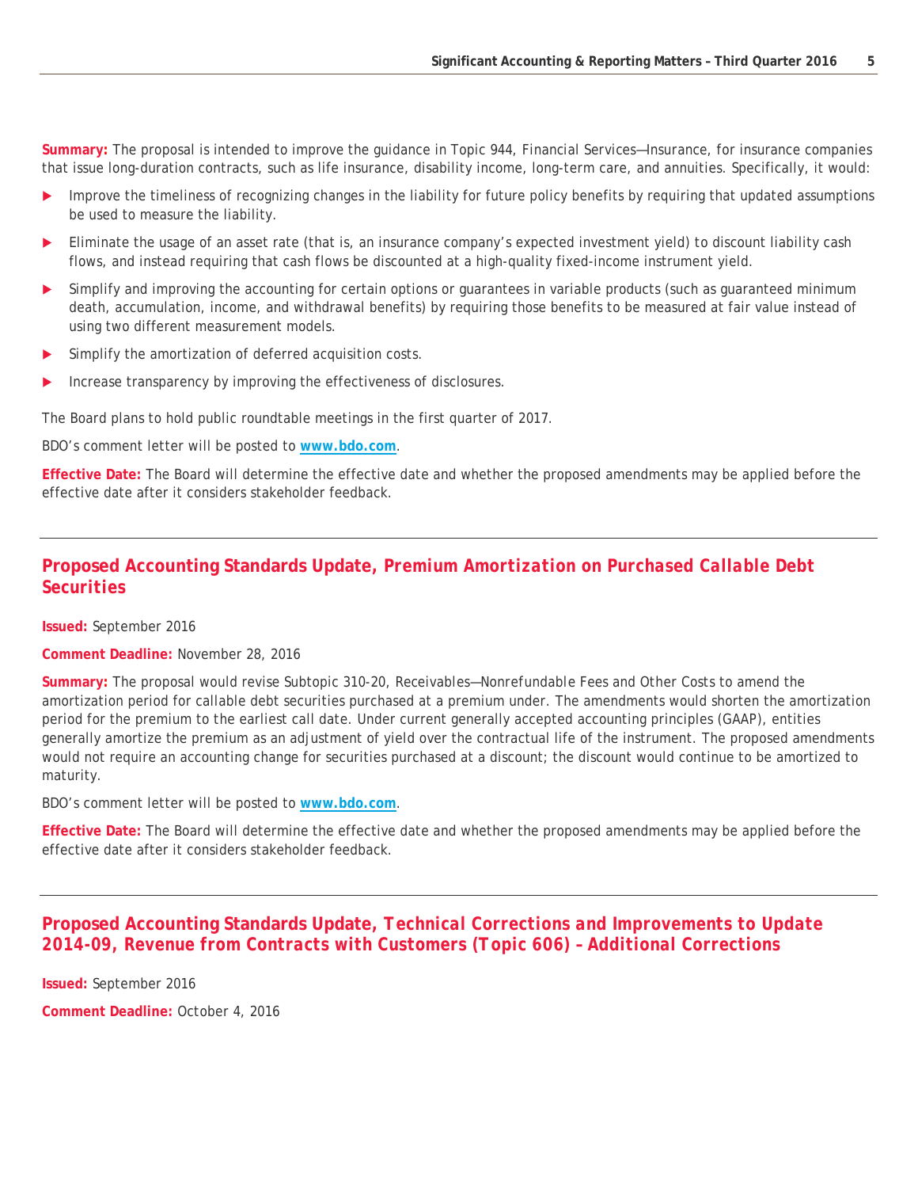**Summary:** The proposal is intended to improve the guidance in Topic 944, Financial Services—Insurance, for insurance companies that issue long-duration contracts, such as life insurance, disability income, long-term care, and annuities. Specifically, it would:

- Improve the timeliness of recognizing changes in the liability for future policy benefits by requiring that updated assumptions be used to measure the liability.
- Eliminate the usage of an asset rate (that is, an insurance company's expected investment yield) to discount liability cash flows, and instead requiring that cash flows be discounted at a high-quality fixed-income instrument yield.
- Simplify and improving the accounting for certain options or guarantees in variable products (such as guaranteed minimum death, accumulation, income, and withdrawal benefits) by requiring those benefits to be measured at fair value instead of using two different measurement models.
- Simplify the amortization of deferred acquisition costs.
- Increase transparency by improving the effectiveness of disclosures.

The Board plans to hold public roundtable meetings in the first quarter of 2017.

BDO's comment letter will be posted to **www.bdo.com**.

**Effective Date:** The Board will determine the effective date and whether the proposed amendments may be applied before the effective date after it considers stakeholder feedback.

## Proposed Accounting Standards Update, *Premium Amortization on Purchased Callable Debt Securities*

**Issued:** September 2016

**Comment Deadline:** November 28, 2016

**Summary:** The proposal would revise Subtopic 310-20, *Receivables—Nonrefundable Fees and Other Costs* to amend the amortization period for callable debt securities purchased at a premium under. The amendments would shorten the amortization period for the premium to the earliest call date. Under current generally accepted accounting principles (GAAP), entities generally amortize the premium as an adjustment of yield over the contractual life of the instrument. The proposed amendments would not require an accounting change for securities purchased at a discount; the discount would continue to be amortized to maturity.

BDO's comment letter will be posted to **www.bdo.com**.

**Effective Date:** The Board will determine the effective date and whether the proposed amendments may be applied before the effective date after it considers stakeholder feedback.

## Proposed Accounting Standards Update, *Technical Corrections and Improvements to Update 2014-09, Revenue from Contracts with Customers (Topic 606) – Additional Corrections*

**Issued:** September 2016

**Comment Deadline:** October 4, 2016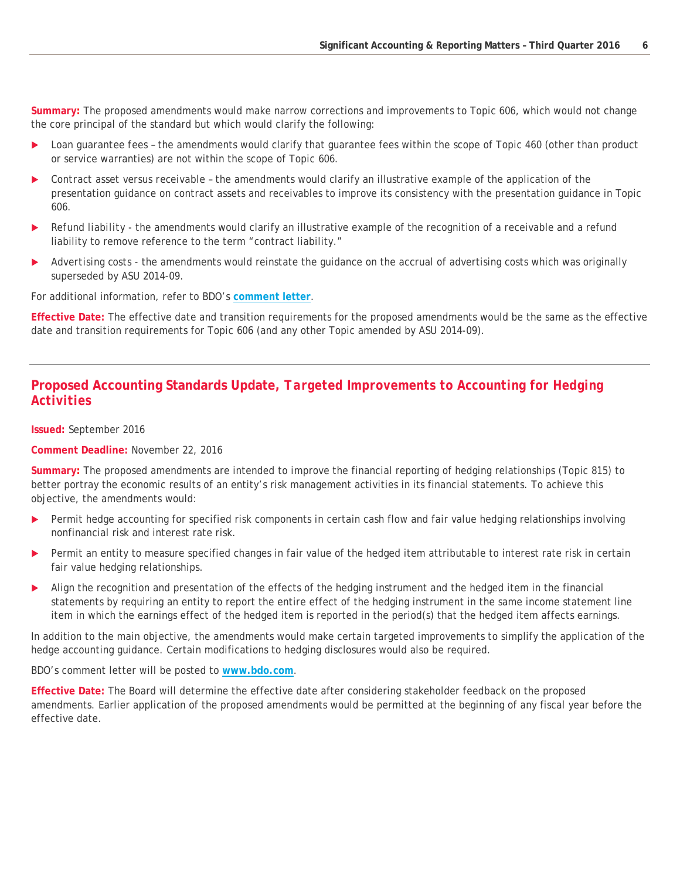**Summary:** The proposed amendments would make narrow corrections and improvements to Topic 606, which would not change the core principal of the standard but which would clarify the following:

- Loan guarantee fees – the amendments would clarify that guarantee fees within the scope of Topic 460 (other than product or service warranties) are not within the scope of Topic 606.
- Contract asset versus receivable – the amendments would clarify an illustrative example of the application of the presentation guidance on contract assets and receivables to improve its consistency with the presentation guidance in Topic 606.
- Refund liability - the amendments would clarify an illustrative example of the recognition of a receivable and a refund liability to remove reference to the term "contract liability."
- Advertising costs - the amendments would reinstate the guidance on the accrual of advertising costs which was originally superseded by ASU 2014-09.

For additional information, refer to BDO's **comment letter**.

**Effective Date:** The effective date and transition requirements for the proposed amendments would be the same as the effective date and transition requirements for Topic 606 (and any other Topic amended by ASU 2014-09).

---

## Proposed Accounting Standards Update, *Targeted Improvements to Accounting for Hedging Activities*

**Issued:** September 2016

**Comment Deadline:** November 22, 2016

**Summary:** The proposed amendments are intended to improve the financial reporting of hedging relationships (Topic 815) to better portray the economic results of an entity's risk management activities in its financial statements. To achieve this objective, the amendments would:

- Permit hedge accounting for specified risk components in certain cash flow and fair value hedging relationships involving nonfinancial risk and interest rate risk.
- Permit an entity to measure specified changes in fair value of the hedged item attributable to interest rate risk in certain fair value hedging relationships.
- Align the recognition and presentation of the effects of the hedging instrument and the hedged item in the financial statements by requiring an entity to report the entire effect of the hedging instrument in the same income statement line item in which the earnings effect of the hedged item is reported in the period(s) that the hedged item affects earnings.

In addition to the main objective, the amendments would make certain targeted improvements to simplify the application of the hedge accounting guidance. Certain modifications to hedging disclosures would also be required.

BDO's comment letter will be posted to **www.bdo.com**.

**Effective Date:** The Board will determine the effective date after considering stakeholder feedback on the proposed amendments. Earlier application of the proposed amendments would be permitted at the beginning of any fiscal year before the effective date.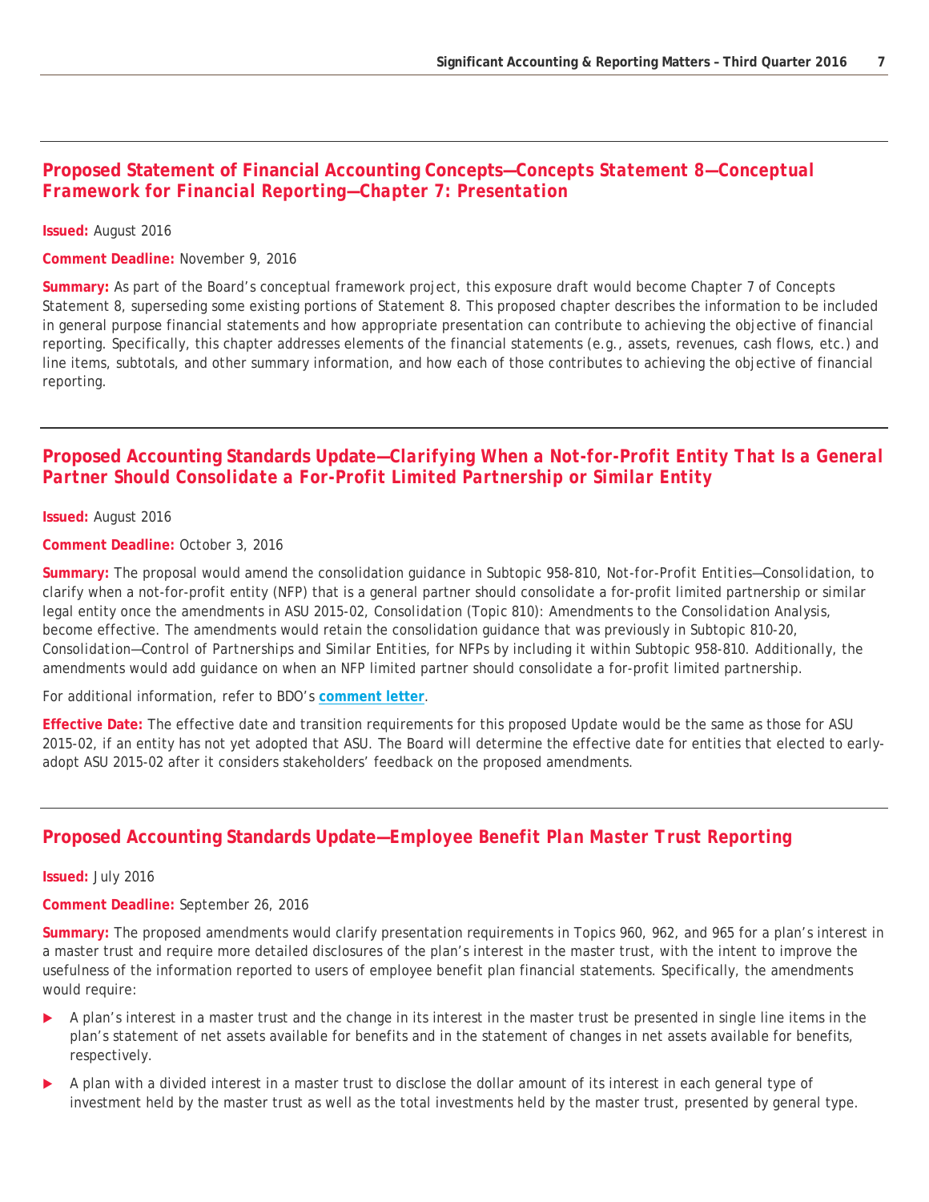## Proposed Statement of Financial Accounting Concepts—*Concepts Statement 8—Conceptual Framework for Financial Reporting—Chapter 7: Presentation*

**Issued:** August 2016

**Comment Deadline:** November 9, 2016

**Summary:** As part of the Board's conceptual framework project, this exposure draft would become Chapter 7 of Concepts Statement 8, superseding some existing portions of Statement 8. This proposed chapter describes the information to be included in general purpose financial statements and how appropriate presentation can contribute to achieving the objective of financial reporting. Specifically, this chapter addresses elements of the financial statements (e.g., assets, revenues, cash flows, etc.) and line items, subtotals, and other summary information, and how each of those contributes to achieving the objective of financial reporting.

## Proposed Accounting Standards Update—*Clarifying When a Not-for-Profit Entity That Is a General Partner Should Consolidate a For-Profit Limited Partnership or Similar Entity*

**Issued:** August 2016

**Comment Deadline:** October 3, 2016

**Summary:** The proposal would amend the consolidation guidance in Subtopic 958-810, *Not-for-Profit Entities—Consolidation*, to clarify when a not-for-profit entity (NFP) that is a general partner should consolidate a for-profit limited partnership or similar legal entity once the amendments in ASU 2015-02, *Consolidation (Topic 810): Amendments to the Consolidation Analysis*, become effective. The amendments would retain the consolidation guidance that was previously in Subtopic 810-20, *Consolidation—Control of Partnerships and Similar Entities*, for NFPs by including it within Subtopic 958-810. Additionally, the amendments would add guidance on when an NFP limited partner should consolidate a for-profit limited partnership.

For additional information, refer to BDO's **comment letter**.

**Effective Date:** The effective date and transition requirements for this proposed Update would be the same as those for ASU 2015-02, if an entity has not yet adopted that ASU. The Board will determine the effective date for entities that elected to early-adopt ASU 2015-02 after it considers stakeholders' feedback on the proposed amendments.

## Proposed Accounting Standards Update—*Employee Benefit Plan Master Trust Reporting*

**Issued:** July 2016

**Comment Deadline:** September 26, 2016

**Summary:** The proposed amendments would clarify presentation requirements in Topics 960, 962, and 965 for a plan's interest in a master trust and require more detailed disclosures of the plan's interest in the master trust, with the intent to improve the usefulness of the information reported to users of employee benefit plan financial statements. Specifically, the amendments would require:

- A plan's interest in a master trust and the change in its interest in the master trust be presented in single line items in the plan's statement of net assets available for benefits and in the statement of changes in net assets available for benefits, respectively.
- A plan with a divided interest in a master trust to disclose the dollar amount of its interest in each general type of investment held by the master trust as well as the total investments held by the master trust, presented by general type.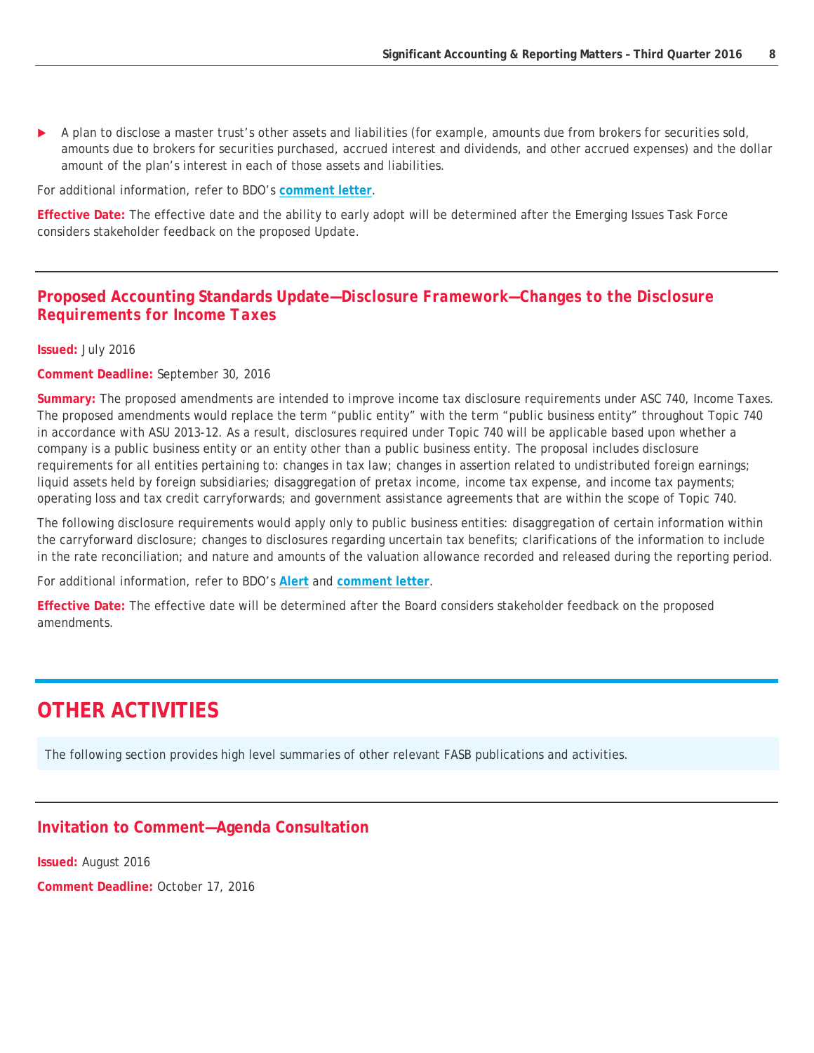- A plan to disclose a master trust's other assets and liabilities (for example, amounts due from brokers for securities sold, amounts due to brokers for securities purchased, accrued interest and dividends, and other accrued expenses) and the dollar amount of the plan's interest in each of those assets and liabilities.

For additional information, refer to BDO's **comment letter**.

**Effective Date:** The effective date and the ability to early adopt will be determined after the Emerging Issues Task Force considers stakeholder feedback on the proposed Update.

## Proposed Accounting Standards Update—Disclosure Framework—Changes to the Disclosure Requirements for Income Taxes

**Issued:** July 2016

**Comment Deadline:** September 30, 2016

**Summary:** The proposed amendments are intended to improve income tax disclosure requirements under ASC 740, Income Taxes. The proposed amendments would replace the term "public entity" with the term "public business entity" throughout Topic 740 in accordance with ASU 2013-12. As a result, disclosures required under Topic 740 will be applicable based upon whether a company is a public business entity or an entity other than a public business entity. The proposal includes disclosure requirements for all entities pertaining to: changes in tax law; changes in assertion related to undistributed foreign earnings; liquid assets held by foreign subsidiaries; disaggregation of pretax income, income tax expense, and income tax payments; operating loss and tax credit carryforwards; and government assistance agreements that are within the scope of Topic 740.

The following disclosure requirements would apply only to public business entities: disaggregation of certain information within the carryforward disclosure; changes to disclosures regarding uncertain tax benefits; clarifications of the information to include in the rate reconciliation; and nature and amounts of the valuation allowance recorded and released during the reporting period.

For additional information, refer to BDO's **Alert** and **comment letter**.

**Effective Date:** The effective date will be determined after the Board considers stakeholder feedback on the proposed amendments.

# OTHER ACTIVITIES

The following section provides high level summaries of other relevant FASB publications and activities.

## Invitation to Comment—Agenda Consultation

**Issued:** August 2016

**Comment Deadline:** October 17, 2016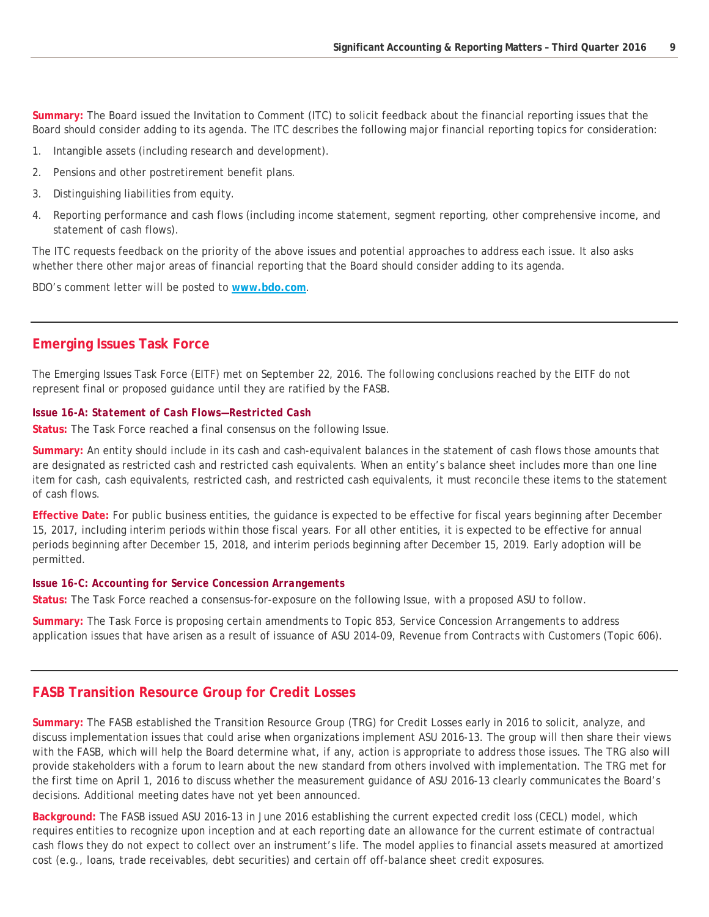**Summary:** The Board issued the Invitation to Comment (ITC) to solicit feedback about the financial reporting issues that the Board should consider adding to its agenda. The ITC describes the following major financial reporting topics for consideration:

1. Intangible assets (including research and development).
2. Pensions and other postretirement benefit plans.
3. Distinguishing liabilities from equity.
4. Reporting performance and cash flows (including income statement, segment reporting, other comprehensive income, and statement of cash flows).

The ITC requests feedback on the priority of the above issues and potential approaches to address each issue. It also asks whether there other major areas of financial reporting that the Board should consider adding to its agenda.

BDO's comment letter will be posted to **www.bdo.com**.

---

## Emerging Issues Task Force

The Emerging Issues Task Force (EITF) met on September 22, 2016. The following conclusions reached by the EITF do not represent final or proposed guidance until they are ratified by the FASB.

### Issue 16-A: *Statement of Cash Flows—Restricted Cash*

**Status:** The Task Force reached a final consensus on the following Issue.

**Summary:** An entity should include in its cash and cash-equivalent balances in the statement of cash flows those amounts that are designated as restricted cash and restricted cash equivalents. When an entity's balance sheet includes more than one line item for cash, cash equivalents, restricted cash, and restricted cash equivalents, it must reconcile these items to the statement of cash flows.

**Effective Date:** For public business entities, the guidance is expected to be effective for fiscal years beginning after December 15, 2017, including interim periods within those fiscal years. For all other entities, it is expected to be effective for annual periods beginning after December 15, 2018, and interim periods beginning after December 15, 2019. Early adoption will be permitted.

### Issue 16-C: *Accounting for Service Concession Arrangements*

**Status:** The Task Force reached a consensus-for-exposure on the following Issue, with a proposed ASU to follow.

**Summary:** The Task Force is proposing certain amendments to Topic 853, *Service Concession Arrangements* to address application issues that have arisen as a result of issuance of ASU 2014-09, *Revenue from Contracts with Customers* (Topic 606).

---

## FASB Transition Resource Group for Credit Losses

**Summary:** The FASB established the Transition Resource Group (TRG) for Credit Losses early in 2016 to solicit, analyze, and discuss implementation issues that could arise when organizations implement ASU 2016-13. The group will then share their views with the FASB, which will help the Board determine what, if any, action is appropriate to address those issues. The TRG also will provide stakeholders with a forum to learn about the new standard from others involved with implementation. The TRG met for the first time on April 1, 2016 to discuss whether the measurement guidance of ASU 2016-13 clearly communicates the Board's decisions. Additional meeting dates have not yet been announced.

**Background:** The FASB issued ASU 2016-13 in June 2016 establishing the current expected credit loss (CECL) model, which requires entities to recognize upon inception and at each reporting date an allowance for the current estimate of contractual cash flows they do not expect to collect over an instrument's life. The model applies to financial assets measured at amortized cost (e.g., loans, trade receivables, debt securities) and certain off off-balance sheet credit exposures.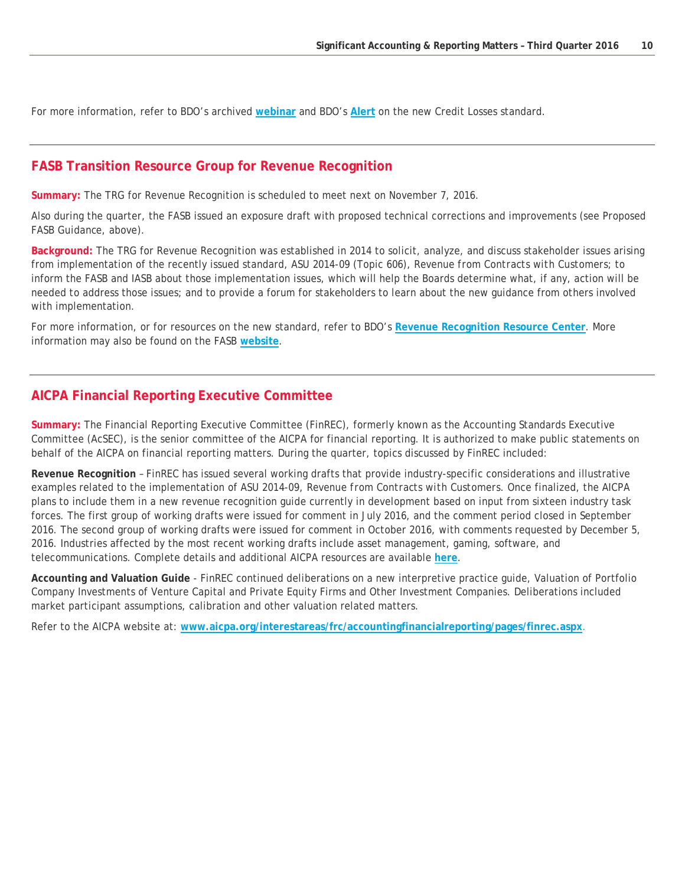For more information, refer to BDO's archived **webinar** and BDO's **Alert** on the new Credit Losses standard.

## FASB Transition Resource Group for Revenue Recognition

**Summary:** The TRG for Revenue Recognition is scheduled to meet next on November 7, 2016.

Also during the quarter, the FASB issued an exposure draft with proposed technical corrections and improvements (see Proposed FASB Guidance, above).

**Background:** The TRG for Revenue Recognition was established in 2014 to solicit, analyze, and discuss stakeholder issues arising from implementation of the recently issued standard, ASU 2014-09 (Topic 606), *Revenue from Contracts with Customers*; to inform the FASB and IASB about those implementation issues, which will help the Boards determine what, if any, action will be needed to address those issues; and to provide a forum for stakeholders to learn about the new guidance from others involved with implementation.

For more information, or for resources on the new standard, refer to BDO's **Revenue Recognition Resource Center**. More information may also be found on the FASB **website**.

## AICPA Financial Reporting Executive Committee

**Summary:** The Financial Reporting Executive Committee (FinREC), formerly known as the Accounting Standards Executive Committee (AcSEC), is the senior committee of the AICPA for financial reporting. It is authorized to make public statements on behalf of the AICPA on financial reporting matters. During the quarter, topics discussed by FinREC included:

**Revenue Recognition** – FinREC has issued several working drafts that provide industry-specific considerations and illustrative examples related to the implementation of ASU 2014-09, *Revenue from Contracts with Customers*. Once finalized, the AICPA plans to include them in a new revenue recognition guide currently in development based on input from sixteen industry task forces. The first group of working drafts were issued for comment in July 2016, and the comment period closed in September 2016. The second group of working drafts were issued for comment in October 2016, with comments requested by December 5, 2016. Industries affected by the most recent working drafts include asset management, gaming, software, and telecommunications. Complete details and additional AICPA resources are available **here**.

**Accounting and Valuation Guide** - FinREC continued deliberations on a new interpretive practice guide, Valuation of Portfolio Company Investments of Venture Capital and Private Equity Firms and Other Investment Companies. Deliberations included market participant assumptions, calibration and other valuation related matters.

Refer to the AICPA website at: **www.aicpa.org/interestareas/frc/accountingfinancialreporting/pages/finrec.aspx**.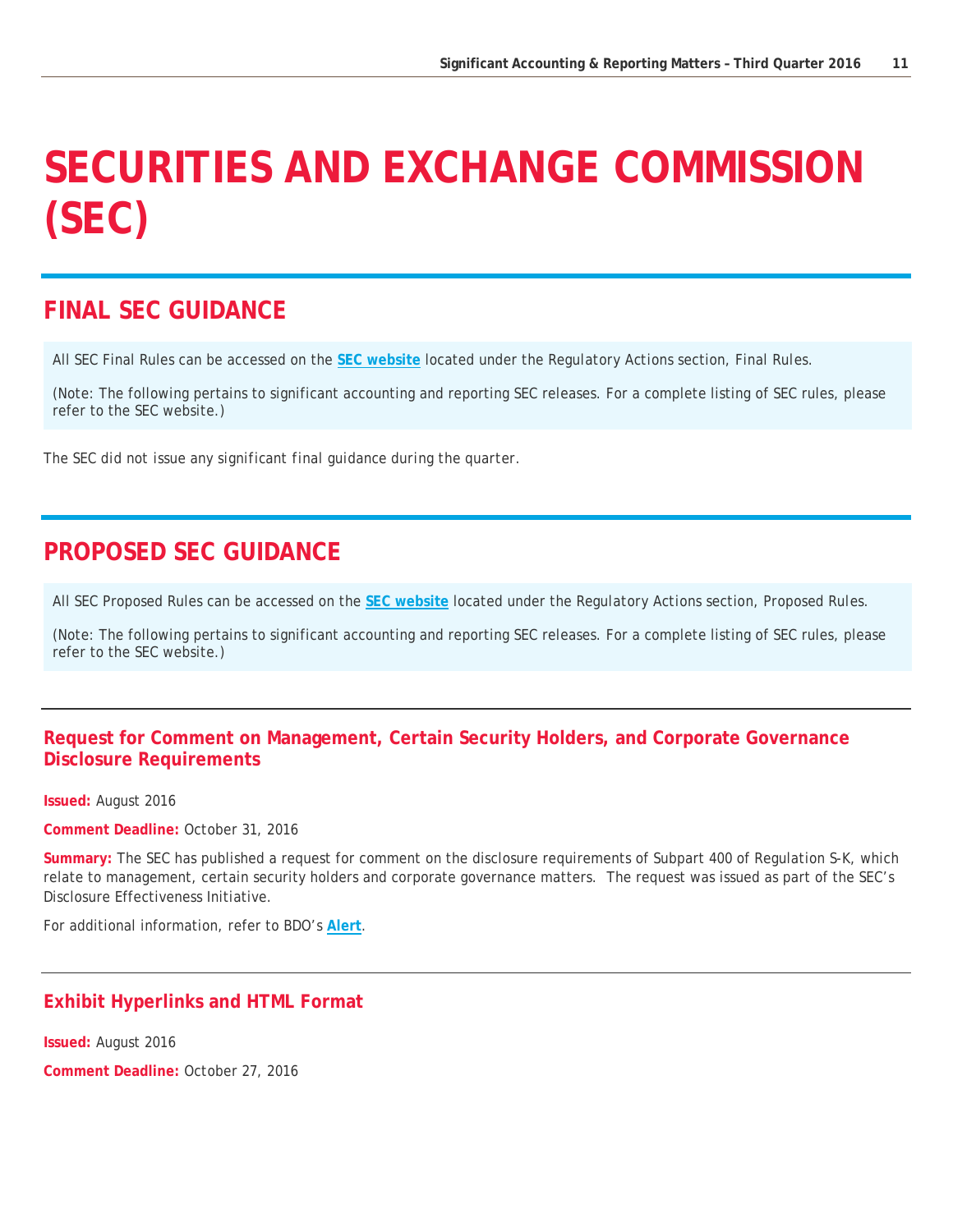# SECURITIES AND EXCHANGE COMMISSION (SEC)

## FINAL SEC GUIDANCE

All SEC Final Rules can be accessed on the **SEC website** located under the Regulatory Actions section, Final Rules.

(Note: The following pertains to significant accounting and reporting SEC releases. For a complete listing of SEC rules, please refer to the SEC website.)

The SEC did not issue any significant final guidance during the quarter.

## PROPOSED SEC GUIDANCE

All SEC Proposed Rules can be accessed on the **SEC website** located under the Regulatory Actions section, Proposed Rules.

(Note: The following pertains to significant accounting and reporting SEC releases. For a complete listing of SEC rules, please refer to the SEC website.)

### Request for Comment on Management, Certain Security Holders, and Corporate Governance Disclosure Requirements

**Issued:** August 2016

**Comment Deadline:** October 31, 2016

**Summary:** The SEC has published a request for comment on the disclosure requirements of Subpart 400 of Regulation S-K, which relate to management, certain security holders and corporate governance matters. The request was issued as part of the SEC's Disclosure Effectiveness Initiative.

For additional information, refer to BDO's **Alert**.

### Exhibit Hyperlinks and HTML Format

**Issued:** August 2016

**Comment Deadline:** October 27, 2016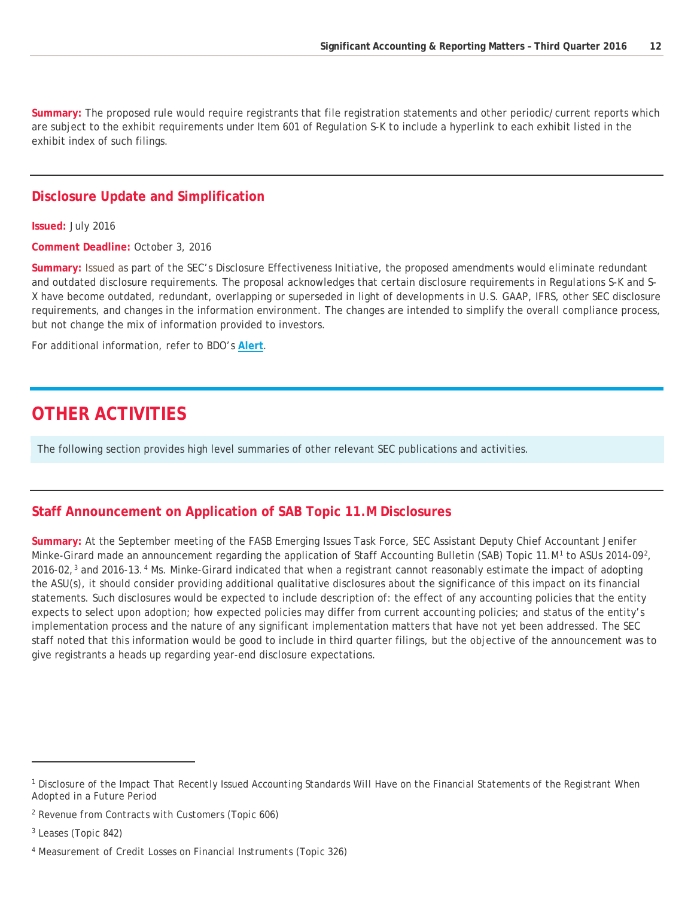**Summary:** The proposed rule would require registrants that file registration statements and other periodic/current reports which are subject to the exhibit requirements under Item 601 of Regulation S-K to include a hyperlink to each exhibit listed in the exhibit index of such filings.

### Disclosure Update and Simplification

**Issued:** July 2016

**Comment Deadline:** October 3, 2016

**Summary:** Issued as part of the SEC's Disclosure Effectiveness Initiative, the proposed amendments would eliminate redundant and outdated disclosure requirements. The proposal acknowledges that certain disclosure requirements in Regulations S-K and S-X have become outdated, redundant, overlapping or superseded in light of developments in U.S. GAAP, IFRS, other SEC disclosure requirements, and changes in the information environment. The changes are intended to simplify the overall compliance process, but not change the mix of information provided to investors.

For additional information, refer to BDO's **Alert**.

## OTHER ACTIVITIES

The following section provides high level summaries of other relevant SEC publications and activities.

### Staff Announcement on Application of SAB Topic 11.M Disclosures

**Summary:** At the September meeting of the FASB Emerging Issues Task Force, SEC Assistant Deputy Chief Accountant Jenifer Minke-Girard made an announcement regarding the application of Staff Accounting Bulletin (SAB) Topic 11.M[1] to ASUs 2014-09[2], 2016-02,[3] and 2016-13.[4] Ms. Minke-Girard indicated that when a registrant cannot reasonably estimate the impact of adopting the ASU(s), it should consider providing additional qualitative disclosures about the significance of this impact on its financial statements. Such disclosures would be expected to include description of: the effect of any accounting policies that the entity expects to select upon adoption; how expected policies may differ from current accounting policies; and status of the entity's implementation process and the nature of any significant implementation matters that have not yet been addressed. The SEC staff noted that this information would be good to include in third quarter filings, but the objective of the announcement was to give registrants a heads up regarding year-end disclosure expectations.

---

[1] *Disclosure of the Impact That Recently Issued Accounting Standards Will Have on the Financial Statements of the Registrant When Adopted in a Future Period*

[2] *Revenue from Contracts with Customers (Topic 606)*

[3] *Leases (Topic 842)*

[4] *Measurement of Credit Losses on Financial Instruments (Topic 326)*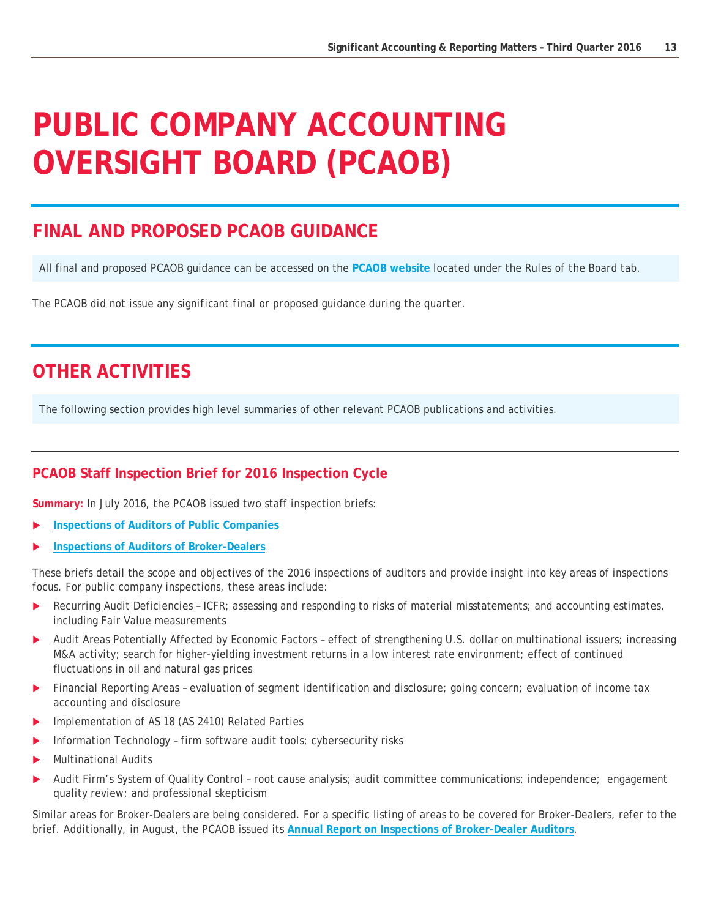# PUBLIC COMPANY ACCOUNTING OVERSIGHT BOARD (PCAOB)

## FINAL AND PROPOSED PCAOB GUIDANCE

All final and proposed PCAOB guidance can be accessed on the **PCAOB website** located under the Rules of the Board tab.

The PCAOB did not issue any significant final or proposed guidance during the quarter.

## OTHER ACTIVITIES

The following section provides high level summaries of other relevant PCAOB publications and activities.

### PCAOB Staff Inspection Brief for 2016 Inspection Cycle

**Summary:** In July 2016, the PCAOB issued two staff inspection briefs:

- **Inspections of Auditors of Public Companies**
- **Inspections of Auditors of Broker-Dealers**

These briefs detail the scope and objectives of the 2016 inspections of auditors and provide insight into key areas of inspections focus. For public company inspections, these areas include:

- Recurring Audit Deficiencies – ICFR; assessing and responding to risks of material misstatements; and accounting estimates, including Fair Value measurements
- Audit Areas Potentially Affected by Economic Factors – effect of strengthening U.S. dollar on multinational issuers; increasing M&A activity; search for higher-yielding investment returns in a low interest rate environment; effect of continued fluctuations in oil and natural gas prices
- Financial Reporting Areas – evaluation of segment identification and disclosure; going concern; evaluation of income tax accounting and disclosure
- Implementation of AS 18 (AS 2410) Related Parties
- Information Technology – firm software audit tools; cybersecurity risks
- Multinational Audits
- Audit Firm's System of Quality Control – root cause analysis; audit committee communications; independence; engagement quality review; and professional skepticism

Similar areas for Broker-Dealers are being considered. For a specific listing of areas to be covered for Broker-Dealers, refer to the brief. Additionally, in August, the PCAOB issued its **Annual Report on Inspections of Broker-Dealer Auditors**.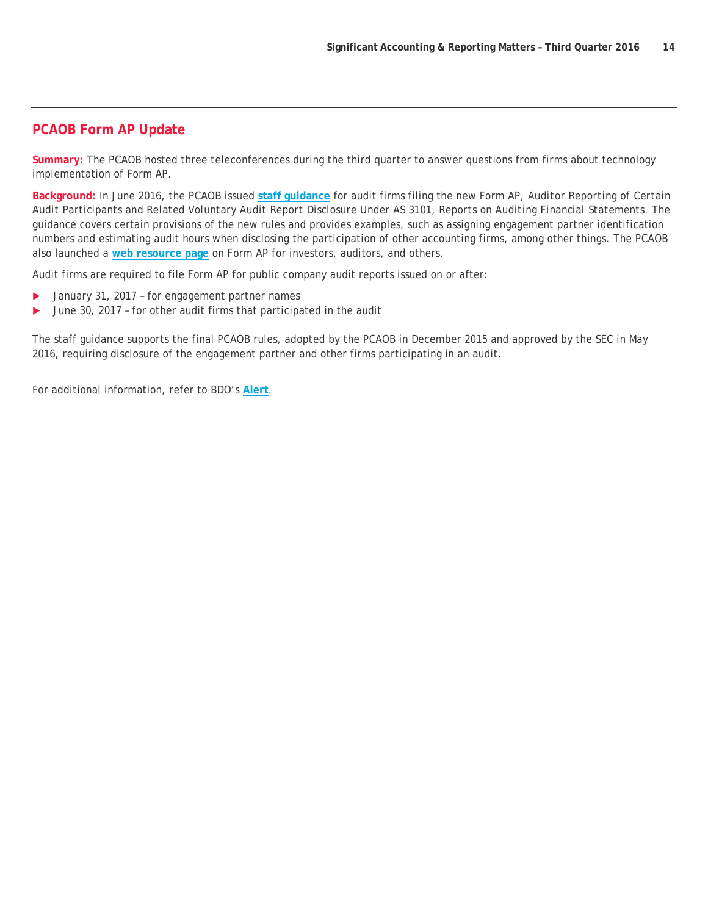## PCAOB Form AP Update

**Summary:** The PCAOB hosted three teleconferences during the third quarter to answer questions from firms about technology implementation of Form AP.

**Background:** In June 2016, the PCAOB issued **staff guidance** for audit firms filing the new Form AP, *Auditor Reporting of Certain Audit Participants and Related Voluntary Audit Report Disclosure Under AS 3101, Reports on Auditing Financial Statements*. The guidance covers certain provisions of the new rules and provides examples, such as assigning engagement partner identification numbers and estimating audit hours when disclosing the participation of other accounting firms, among other things. The PCAOB also launched a **web resource page** on Form AP for investors, auditors, and others.

Audit firms are required to file Form AP for public company audit reports issued on or after:

- January 31, 2017 – for engagement partner names
- June 30, 2017 – for other audit firms that participated in the audit

The staff guidance supports the final PCAOB rules, adopted by the PCAOB in December 2015 and approved by the SEC in May 2016, requiring disclosure of the engagement partner and other firms participating in an audit.

For additional information, refer to BDO's **Alert**.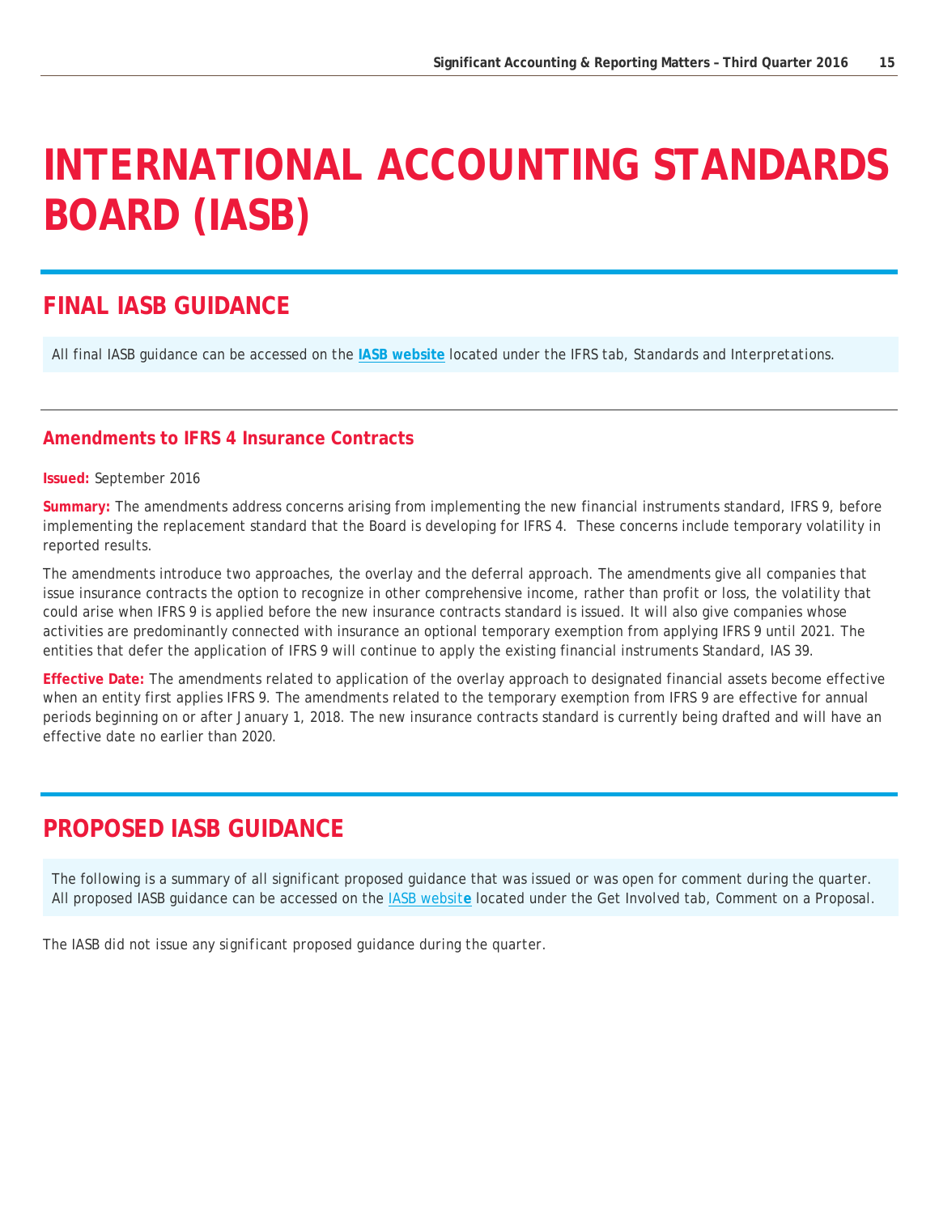# INTERNATIONAL ACCOUNTING STANDARDS BOARD (IASB)

## FINAL IASB GUIDANCE

All final IASB guidance can be accessed on the **IASB website** located under the IFRS tab, Standards and Interpretations.

### Amendments to IFRS 4 Insurance Contracts

**Issued:** September 2016

**Summary:** The amendments address concerns arising from implementing the new financial instruments standard, IFRS 9, before implementing the replacement standard that the Board is developing for IFRS 4. These concerns include temporary volatility in reported results.

The amendments introduce two approaches, the overlay and the deferral approach. The amendments give all companies that issue insurance contracts the option to recognize in other comprehensive income, rather than profit or loss, the volatility that could arise when IFRS 9 is applied before the new insurance contracts standard is issued. It will also give companies whose activities are predominantly connected with insurance an optional temporary exemption from applying IFRS 9 until 2021. The entities that defer the application of IFRS 9 will continue to apply the existing financial instruments Standard, IAS 39.

**Effective Date:** The amendments related to application of the overlay approach to designated financial assets become effective when an entity first applies IFRS 9. The amendments related to the temporary exemption from IFRS 9 are effective for annual periods beginning on or after January 1, 2018. The new insurance contracts standard is currently being drafted and will have an effective date no earlier than 2020.

## PROPOSED IASB GUIDANCE

The following is a summary of all significant proposed guidance that was issued or was open for comment during the quarter. All proposed IASB guidance can be accessed on the IASB website located under the Get Involved tab, Comment on a Proposal.

The IASB did not issue any significant proposed guidance during the quarter.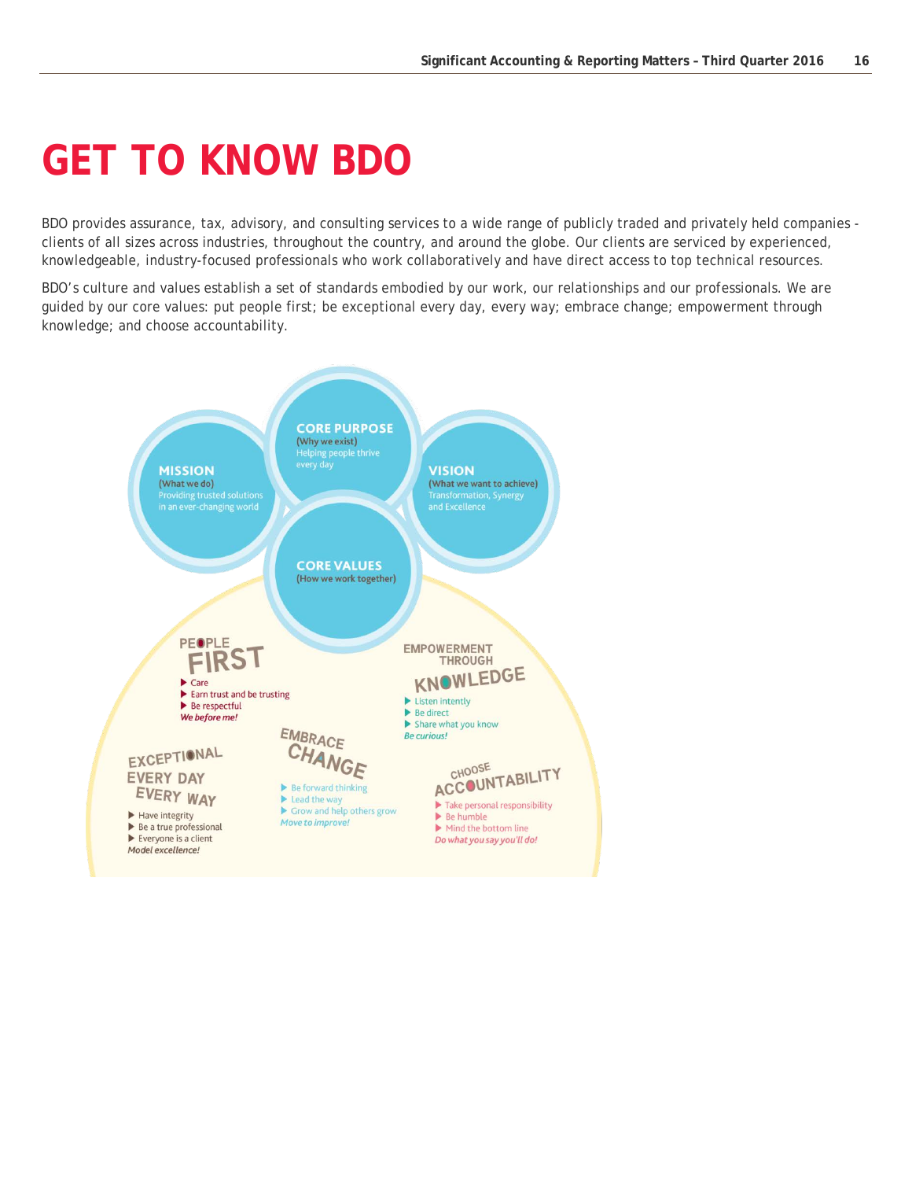# GET TO KNOW BDO

BDO provides assurance, tax, advisory, and consulting services to a wide range of publicly traded and privately held companies - clients of all sizes across industries, throughout the country, and around the globe. Our clients are serviced by experienced, knowledgeable, industry-focused professionals who work collaboratively and have direct access to top technical resources.

BDO's culture and values establish a set of standards embodied by our work, our relationships and our professionals. We are guided by our core values: put people first; be exceptional every day, every way; embrace change; empowerment through knowledge; and choose accountability.

**MISSION**
(What we do)
Providing trusted solutions in an ever-changing world

**CORE PURPOSE**
(Why we exist)
Helping people thrive every day

**VISION**
(What we want to achieve)
Transformation, Synergy and Excellence

**CORE VALUES**
(How we work together)

**PEOPLE FIRST**
- Care
- Earn trust and be trusting
- Be respectful

*We before me!*

**EMPOWERMENT THROUGH KNOWLEDGE**
- Listen intently
- Be direct
- Share what you know

*Be curious!*

**EXCEPTIONAL EVERY DAY EVERY WAY**
- Have integrity
- Be a true professional
- Everyone is a client

*Model excellence!*

**EMBRACE CHANGE**
- Be forward thinking
- Lead the way
- Grow and help others grow

*Move to improve!*

**CHOOSE ACCOUNTABILITY**
- Take personal responsibility
- Be humble
- Mind the bottom line

*Do what you say you'll do!*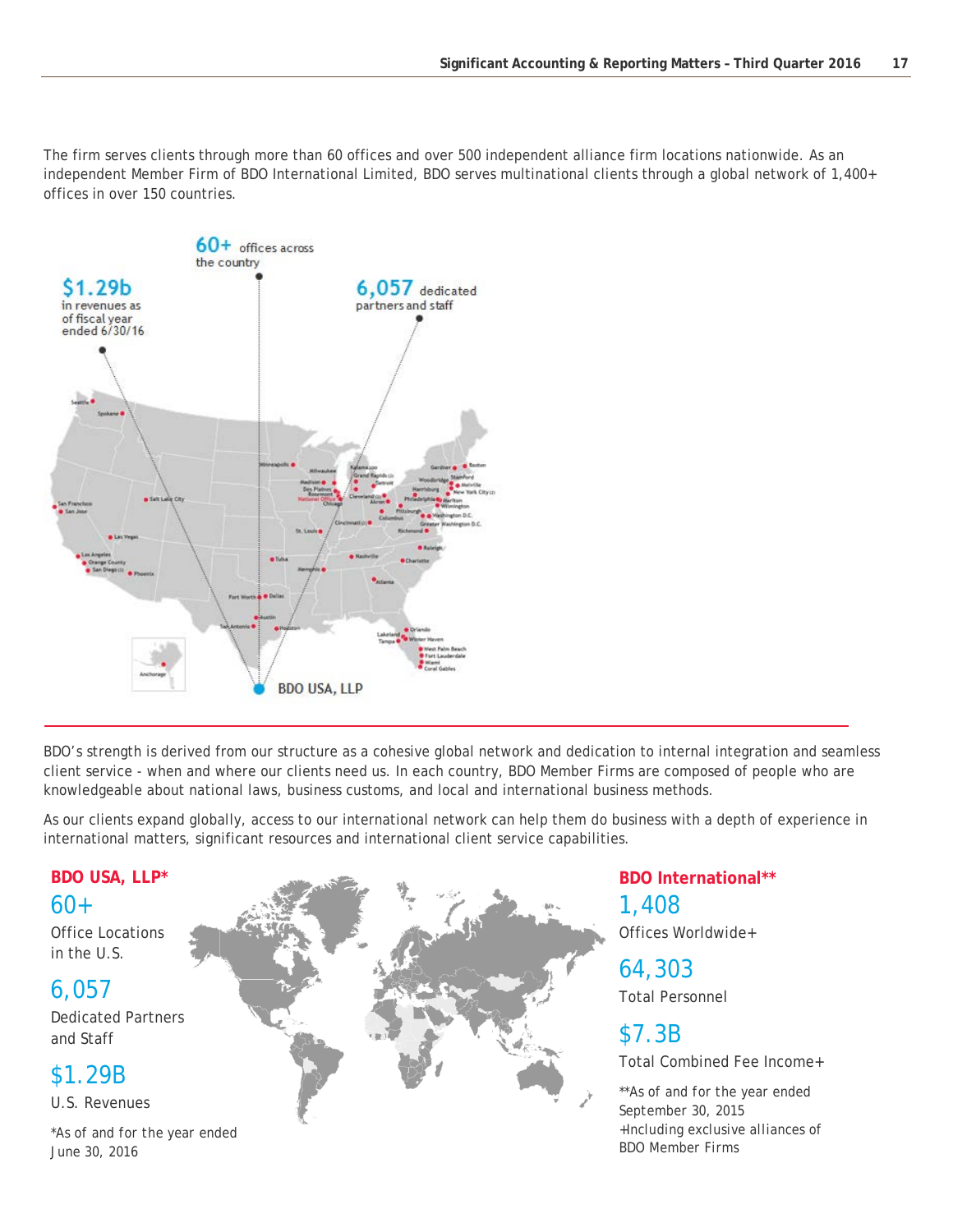The firm serves clients through more than 60 offices and over 500 independent alliance firm locations nationwide. As an independent Member Firm of BDO International Limited, BDO serves multinational clients through a global network of 1,400+ offices in over 150 countries.

**$1.29b** in revenues as of fiscal year ended 6/30/16

**60+** offices across the country

**6,057** dedicated partners and staff

BDO USA, LLP

---

BDO's strength is derived from our structure as a cohesive global network and dedication to internal integration and seamless client service - when and where our clients need us. In each country, BDO Member Firms are composed of people who are knowledgeable about national laws, business customs, and local and international business methods.

As our clients expand globally, access to our international network can help them do business with a depth of experience in international matters, significant resources and international client service capabilities.

**BDO USA, LLP***

60+
Office Locations in the U.S.

6,057
Dedicated Partners and Staff

$1.29B
U.S. Revenues

*As of and for the year ended June 30, 2016

**BDO International****

1,408
Offices Worldwide+

64,303
Total Personnel

$7.3B
Total Combined Fee Income+

**As of and for the year ended September 30, 2015
+Including exclusive alliances of BDO Member Firms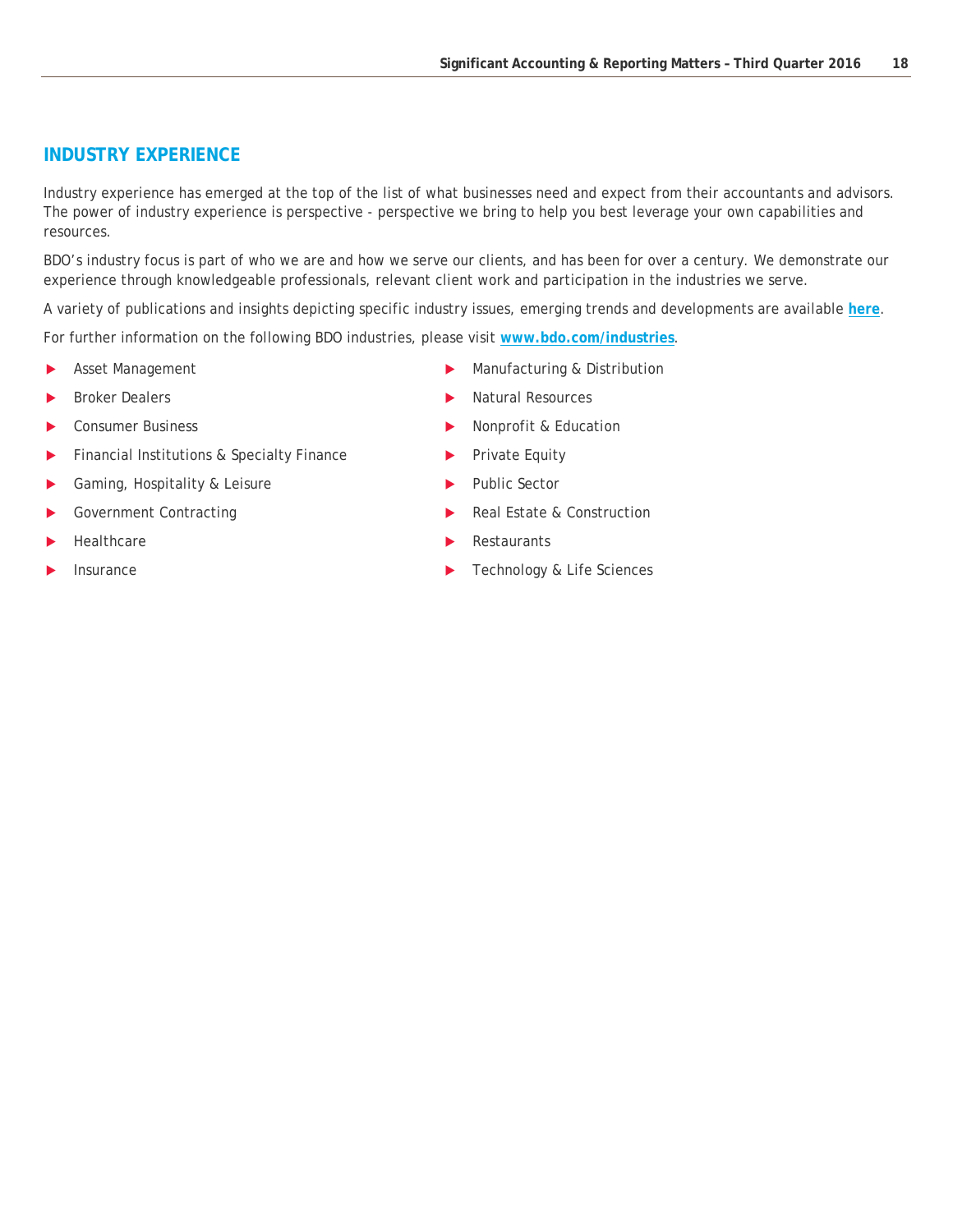## INDUSTRY EXPERIENCE

Industry experience has emerged at the top of the list of what businesses need and expect from their accountants and advisors. The power of industry experience is perspective - perspective we bring to help you best leverage your own capabilities and resources.

BDO's industry focus is part of who we are and how we serve our clients, and has been for over a century. We demonstrate our experience through knowledgeable professionals, relevant client work and participation in the industries we serve.

A variety of publications and insights depicting specific industry issues, emerging trends and developments are available **here**.

For further information on the following BDO industries, please visit **www.bdo.com/industries**.

- Asset Management
- Broker Dealers
- Consumer Business
- Financial Institutions & Specialty Finance
- Gaming, Hospitality & Leisure
- Government Contracting
- Healthcare
- Insurance
- Manufacturing & Distribution
- Natural Resources
- Nonprofit & Education
- Private Equity
- Public Sector
- Real Estate & Construction
- Restaurants
- Technology & Life Sciences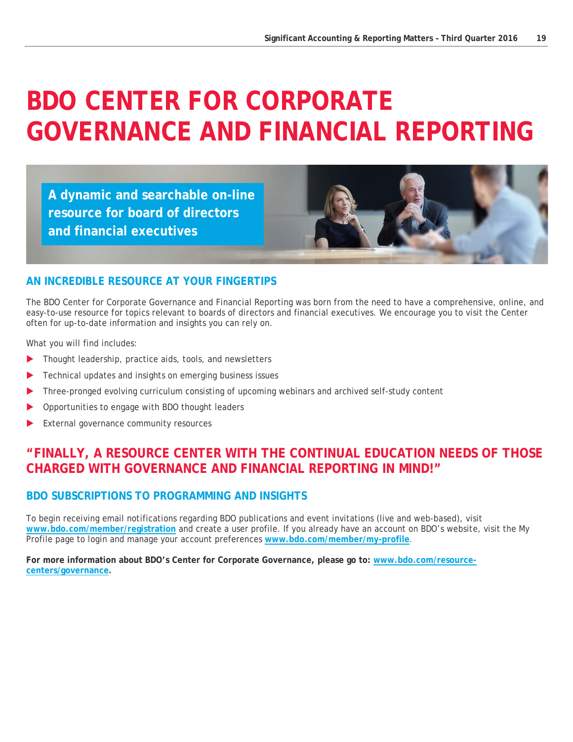# BDO CENTER FOR CORPORATE GOVERNANCE AND FINANCIAL REPORTING

**A dynamic and searchable on-line resource for board of directors and financial executives**

## AN INCREDIBLE RESOURCE AT YOUR FINGERTIPS

The BDO Center for Corporate Governance and Financial Reporting was born from the need to have a comprehensive, online, and easy-to-use resource for topics relevant to boards of directors and financial executives. We encourage you to visit the Center often for up-to-date information and insights you can rely on.

What you will find includes:

- Thought leadership, practice aids, tools, and newsletters
- Technical updates and insights on emerging business issues
- Three-pronged evolving curriculum consisting of upcoming webinars and archived self-study content
- Opportunities to engage with BDO thought leaders
- External governance community resources

## "FINALLY, A RESOURCE CENTER WITH THE CONTINUAL EDUCATION NEEDS OF THOSE CHARGED WITH GOVERNANCE AND FINANCIAL REPORTING IN MIND!"

## BDO SUBSCRIPTIONS TO PROGRAMMING AND INSIGHTS

To begin receiving email notifications regarding BDO publications and event invitations (live and web-based), visit **www.bdo.com/member/registration** and create a user profile. If you already have an account on BDO's website, visit the My Profile page to login and manage your account preferences **www.bdo.com/member/my-profile**.

**For more information about BDO's Center for Corporate Governance, please go to: www.bdo.com/resource-centers/governance.**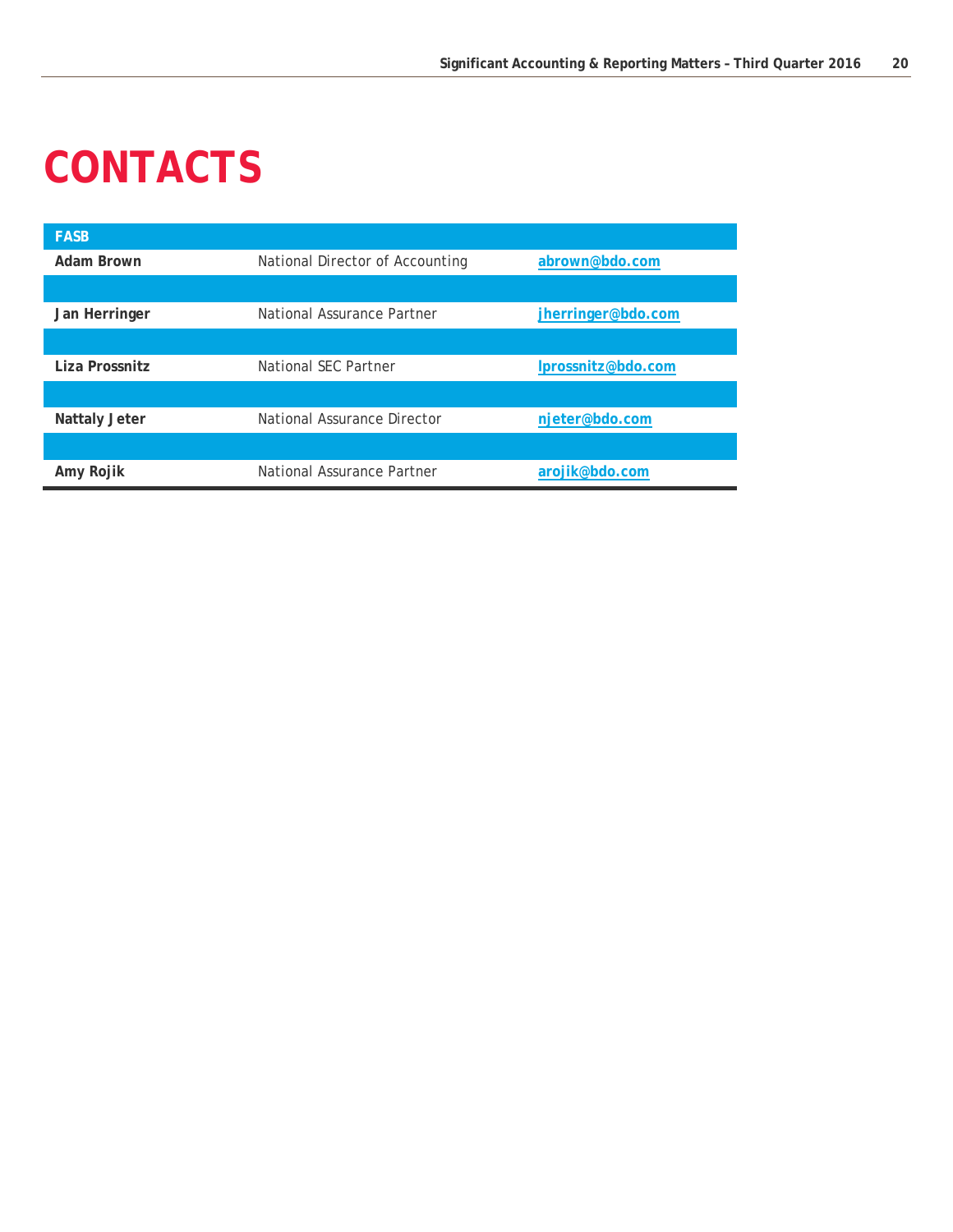# CONTACTS

| FASB | | |
|---|---|---|
| **Adam Brown** | National Director of Accounting | abrown@bdo.com |
| | | |
| **Jan Herringer** | National Assurance Partner | jherringer@bdo.com |
| | | |
| **Liza Prossnitz** | National SEC Partner | lprossnitz@bdo.com |
| | | |
| **Nattaly Jeter** | National Assurance Director | njeter@bdo.com |
| | | |
| **Amy Rojik** | National Assurance Partner | arojik@bdo.com |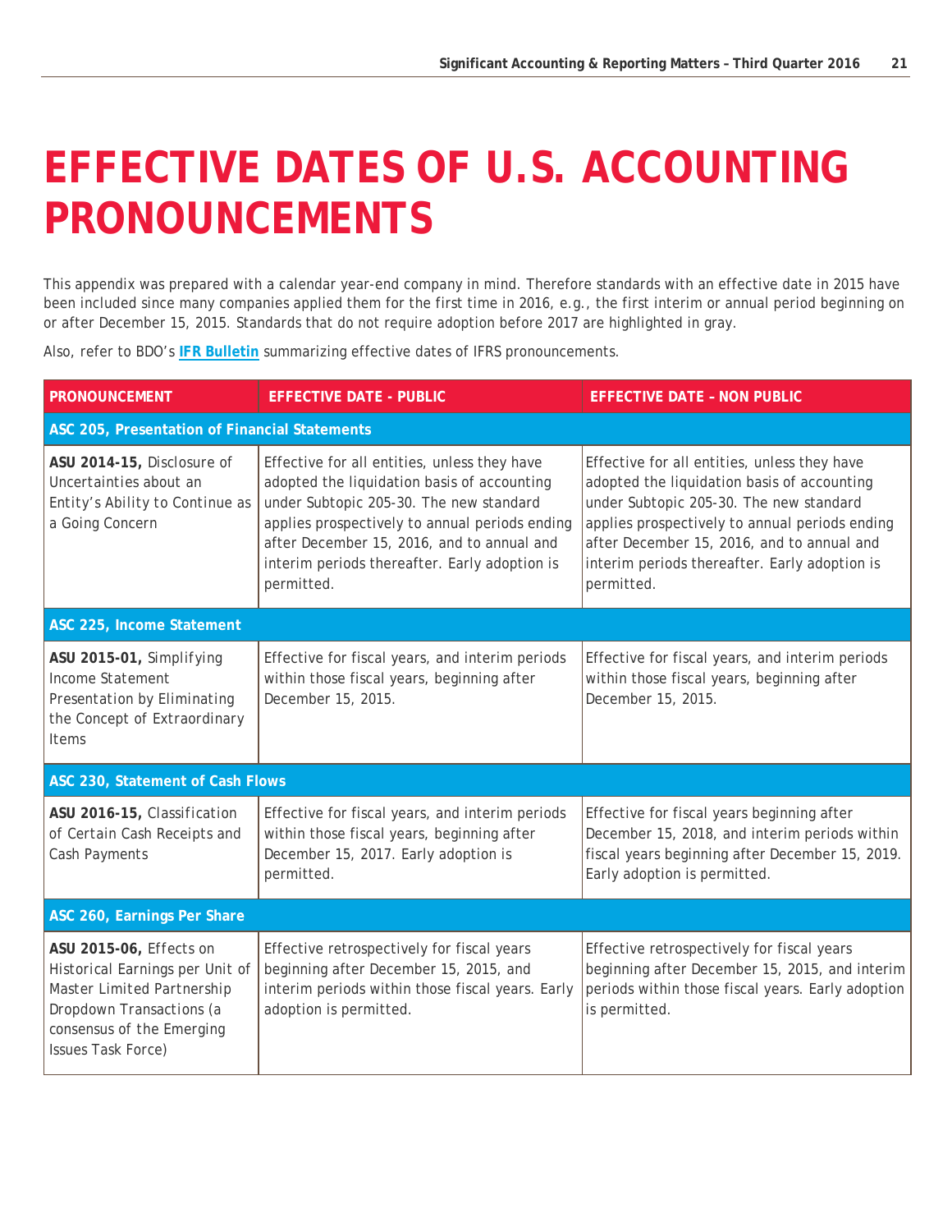# EFFECTIVE DATES OF U.S. ACCOUNTING PRONOUNCEMENTS

This appendix was prepared with a calendar year-end company in mind. Therefore standards with an effective date in 2015 have been included since many companies applied them for the first time in 2016, e.g., the first interim or annual period beginning on or after December 15, 2015. Standards that do not require adoption before 2017 are highlighted in gray.

Also, refer to BDO's **IFR Bulletin** summarizing effective dates of IFRS pronouncements.

| PRONOUNCEMENT | EFFECTIVE DATE - PUBLIC | EFFECTIVE DATE – NON PUBLIC |
|---|---|---|
| **ASC 205, Presentation of Financial Statements** | | |
| **ASU 2014-15,** Disclosure of Uncertainties about an Entity's Ability to Continue as a Going Concern | Effective for all entities, unless they have adopted the liquidation basis of accounting under Subtopic 205-30. The new standard applies prospectively to annual periods ending after December 15, 2016, and to annual and interim periods thereafter. Early adoption is permitted. | Effective for all entities, unless they have adopted the liquidation basis of accounting under Subtopic 205-30. The new standard applies prospectively to annual periods ending after December 15, 2016, and to annual and interim periods thereafter. Early adoption is permitted. |
| **ASC 225, Income Statement** | | |
| **ASU 2015-01,** Simplifying Income Statement Presentation by Eliminating the Concept of Extraordinary Items | Effective for fiscal years, and interim periods within those fiscal years, beginning after December 15, 2015. | Effective for fiscal years, and interim periods within those fiscal years, beginning after December 15, 2015. |
| **ASC 230, Statement of Cash Flows** | | |
| **ASU 2016-15,** Classification of Certain Cash Receipts and Cash Payments | Effective for fiscal years, and interim periods within those fiscal years, beginning after December 15, 2017. Early adoption is permitted. | Effective for fiscal years beginning after December 15, 2018, and interim periods within fiscal years beginning after December 15, 2019. Early adoption is permitted. |
| **ASC 260, Earnings Per Share** | | |
| **ASU 2015-06,** Effects on Historical Earnings per Unit of Master Limited Partnership Dropdown Transactions (a consensus of the Emerging Issues Task Force) | Effective retrospectively for fiscal years beginning after December 15, 2015, and interim periods within those fiscal years. Early adoption is permitted. | Effective retrospectively for fiscal years beginning after December 15, 2015, and interim periods within those fiscal years. Early adoption is permitted. |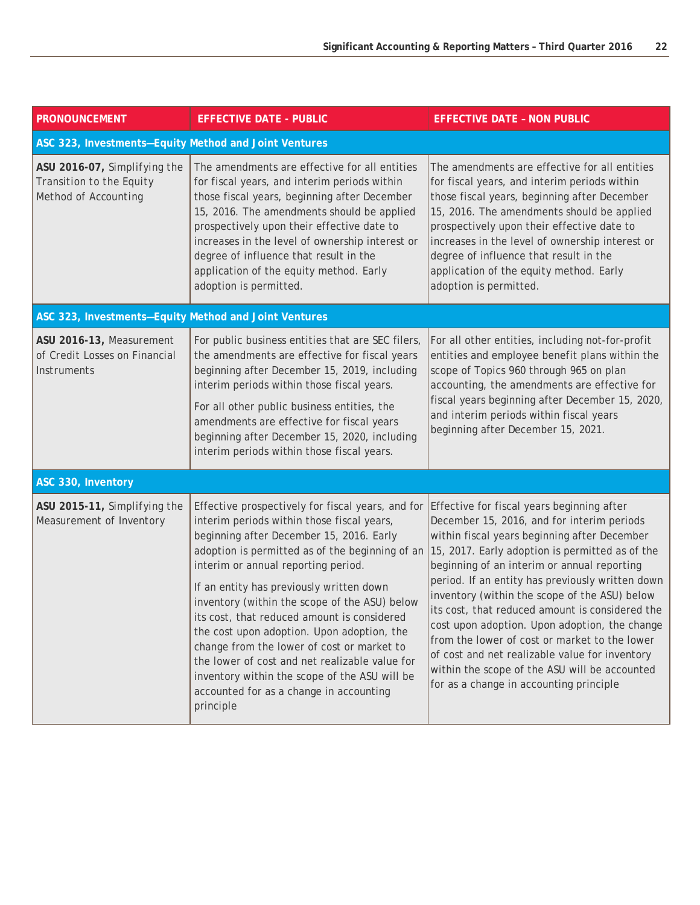| PRONOUNCEMENT | EFFECTIVE DATE - PUBLIC | EFFECTIVE DATE – NON PUBLIC |
|---|---|---|
| **ASC 323, Investments—Equity Method and Joint Ventures** | | |
| **ASU 2016-07,** Simplifying the Transition to the Equity Method of Accounting | The amendments are effective for all entities for fiscal years, and interim periods within those fiscal years, beginning after December 15, 2016. The amendments should be applied prospectively upon their effective date to increases in the level of ownership interest or degree of influence that result in the application of the equity method. Early adoption is permitted. | The amendments are effective for all entities for fiscal years, and interim periods within those fiscal years, beginning after December 15, 2016. The amendments should be applied prospectively upon their effective date to increases in the level of ownership interest or degree of influence that result in the application of the equity method. Early adoption is permitted. |
| **ASC 323, Investments—Equity Method and Joint Ventures** | | |
| **ASU 2016-13,** Measurement of Credit Losses on Financial Instruments | For public business entities that are SEC filers, the amendments are effective for fiscal years beginning after December 15, 2019, including interim periods within those fiscal years.<br><br>For all other public business entities, the amendments are effective for fiscal years beginning after December 15, 2020, including interim periods within those fiscal years. | For all other entities, including not-for-profit entities and employee benefit plans within the scope of Topics 960 through 965 on plan accounting, the amendments are effective for fiscal years beginning after December 15, 2020, and interim periods within fiscal years beginning after December 15, 2021. |
| **ASC 330, Inventory** | | |
| **ASU 2015-11,** Simplifying the Measurement of Inventory | Effective prospectively for fiscal years, and for interim periods within those fiscal years, beginning after December 15, 2016. Early adoption is permitted as of the beginning of an interim or annual reporting period.<br><br>If an entity has previously written down inventory (within the scope of the ASU) below its cost, that reduced amount is considered the cost upon adoption. Upon adoption, the change from the lower of cost or market to the lower of cost and net realizable value for inventory within the scope of the ASU will be accounted for as a change in accounting principle | Effective for fiscal years beginning after December 15, 2016, and for interim periods within fiscal years beginning after December 15, 2017. Early adoption is permitted as of the beginning of an interim or annual reporting period. If an entity has previously written down inventory (within the scope of the ASU) below its cost, that reduced amount is considered the cost upon adoption. Upon adoption, the change from the lower of cost or market to the lower of cost and net realizable value for inventory within the scope of the ASU will be accounted for as a change in accounting principle |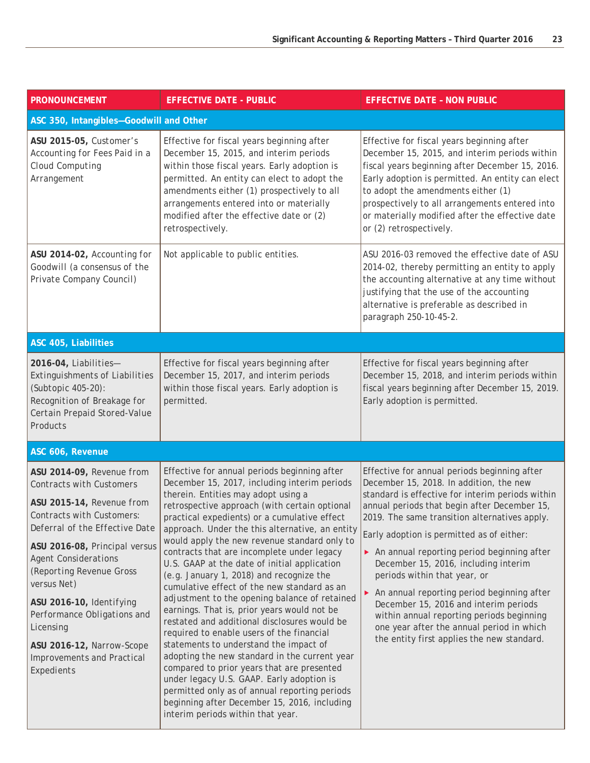| PRONOUNCEMENT | EFFECTIVE DATE - PUBLIC | EFFECTIVE DATE – NON PUBLIC |
|---|---|---|
| **ASC 350, Intangibles—Goodwill and Other** | | |
| **ASU 2015-05,** Customer's Accounting for Fees Paid in a Cloud Computing Arrangement | Effective for fiscal years beginning after December 15, 2015, and interim periods within those fiscal years. Early adoption is permitted. An entity can elect to adopt the amendments either (1) prospectively to all arrangements entered into or materially modified after the effective date or (2) retrospectively. | Effective for fiscal years beginning after December 15, 2015, and interim periods within fiscal years beginning after December 15, 2016. Early adoption is permitted. An entity can elect to adopt the amendments either (1) prospectively to all arrangements entered into or materially modified after the effective date or (2) retrospectively. |
| **ASU 2014-02,** Accounting for Goodwill (a consensus of the Private Company Council) | Not applicable to public entities. | ASU 2016-03 removed the effective date of ASU 2014-02, thereby permitting an entity to apply the accounting alternative at any time without justifying that the use of the accounting alternative is preferable as described in paragraph 250-10-45-2. |
| **ASC 405, Liabilities** | | |
| **2016-04,** Liabilities—Extinguishments of Liabilities (Subtopic 405-20): Recognition of Breakage for Certain Prepaid Stored-Value Products | Effective for fiscal years beginning after December 15, 2017, and interim periods within those fiscal years. Early adoption is permitted. | Effective for fiscal years beginning after December 15, 2018, and interim periods within fiscal years beginning after December 15, 2019. Early adoption is permitted. |
| **ASC 606, Revenue** | | |
| **ASU 2014-09,** Revenue from Contracts with Customers<br><br>**ASU 2015-14,** Revenue from Contracts with Customers: Deferral of the Effective Date<br><br>**ASU 2016-08,** Principal versus Agent Considerations (Reporting Revenue Gross versus Net)<br><br>**ASU 2016-10,** Identifying Performance Obligations and Licensing<br><br>**ASU 2016-12,** Narrow-Scope Improvements and Practical Expedients | Effective for annual periods beginning after December 15, 2017, including interim periods therein. Entities may adopt using a retrospective approach (with certain optional practical expedients) or a cumulative effect approach. Under the this alternative, an entity would apply the new revenue standard only to contracts that are incomplete under legacy U.S. GAAP at the date of initial application (e.g. January 1, 2018) and recognize the cumulative effect of the new standard as an adjustment to the opening balance of retained earnings. That is, prior years would not be restated and additional disclosures would be required to enable users of the financial statements to understand the impact of adopting the new standard in the current year compared to prior years that are presented under legacy U.S. GAAP. Early adoption is permitted only as of annual reporting periods beginning after December 15, 2016, including interim periods within that year. | Effective for annual periods beginning after December 15, 2018. In addition, the new standard is effective for interim periods within annual periods that begin after December 15, 2019. The same transition alternatives apply.<br><br>Early adoption is permitted as of either:<br><br>▶ An annual reporting period beginning after December 15, 2016, including interim periods within that year, or<br><br>▶ An annual reporting period beginning after December 15, 2016 and interim periods within annual reporting periods beginning one year after the annual period in which the entity first applies the new standard. |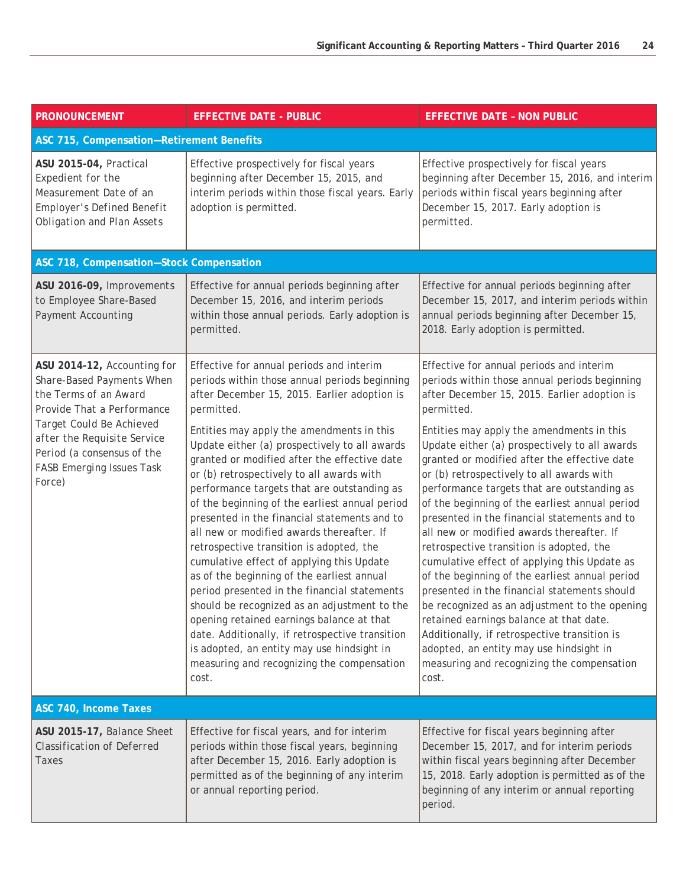| PRONOUNCEMENT | EFFECTIVE DATE - PUBLIC | EFFECTIVE DATE – NON PUBLIC |
|---|---|---|
| **ASC 715, Compensation—Retirement Benefits** | | |
| **ASU 2015-04,** Practical Expedient for the Measurement Date of an Employer's Defined Benefit Obligation and Plan Assets | Effective prospectively for fiscal years beginning after December 15, 2015, and interim periods within those fiscal years. Early adoption is permitted. | Effective prospectively for fiscal years beginning after December 15, 2016, and interim periods within fiscal years beginning after December 15, 2017. Early adoption is permitted. |
| **ASC 718, Compensation—Stock Compensation** | | |
| **ASU 2016-09,** Improvements to Employee Share-Based Payment Accounting | Effective for annual periods beginning after December 15, 2016, and interim periods within those annual periods. Early adoption is permitted. | Effective for annual periods beginning after December 15, 2017, and interim periods within annual periods beginning after December 15, 2018. Early adoption is permitted. |
| **ASU 2014-12,** Accounting for Share-Based Payments When the Terms of an Award Provide That a Performance Target Could Be Achieved after the Requisite Service Period (a consensus of the FASB Emerging Issues Task Force) | Effective for annual periods and interim periods within those annual periods beginning after December 15, 2015. Earlier adoption is permitted.<br><br>Entities may apply the amendments in this Update either (a) prospectively to all awards granted or modified after the effective date or (b) retrospectively to all awards with performance targets that are outstanding as of the beginning of the earliest annual period presented in the financial statements and to all new or modified awards thereafter. If retrospective transition is adopted, the cumulative effect of applying this Update as of the beginning of the earliest annual period presented in the financial statements should be recognized as an adjustment to the opening retained earnings balance at that date. Additionally, if retrospective transition is adopted, an entity may use hindsight in measuring and recognizing the compensation cost. | Effective for annual periods and interim periods within those annual periods beginning after December 15, 2015. Earlier adoption is permitted.<br><br>Entities may apply the amendments in this Update either (a) prospectively to all awards granted or modified after the effective date or (b) retrospectively to all awards with performance targets that are outstanding as of the beginning of the earliest annual period presented in the financial statements and to all new or modified awards thereafter. If retrospective transition is adopted, the cumulative effect of applying this Update as of the beginning of the earliest annual period presented in the financial statements should be recognized as an adjustment to the opening retained earnings balance at that date. Additionally, if retrospective transition is adopted, an entity may use hindsight in measuring and recognizing the compensation cost. |
| **ASC 740, Income Taxes** | | |
| **ASU 2015-17,** Balance Sheet Classification of Deferred Taxes | Effective for fiscal years, and for interim periods within those fiscal years, beginning after December 15, 2016. Early adoption is permitted as of the beginning of any interim or annual reporting period. | Effective for fiscal years beginning after December 15, 2017, and for interim periods within fiscal years beginning after December 15, 2018. Early adoption is permitted as of the beginning of any interim or annual reporting period. |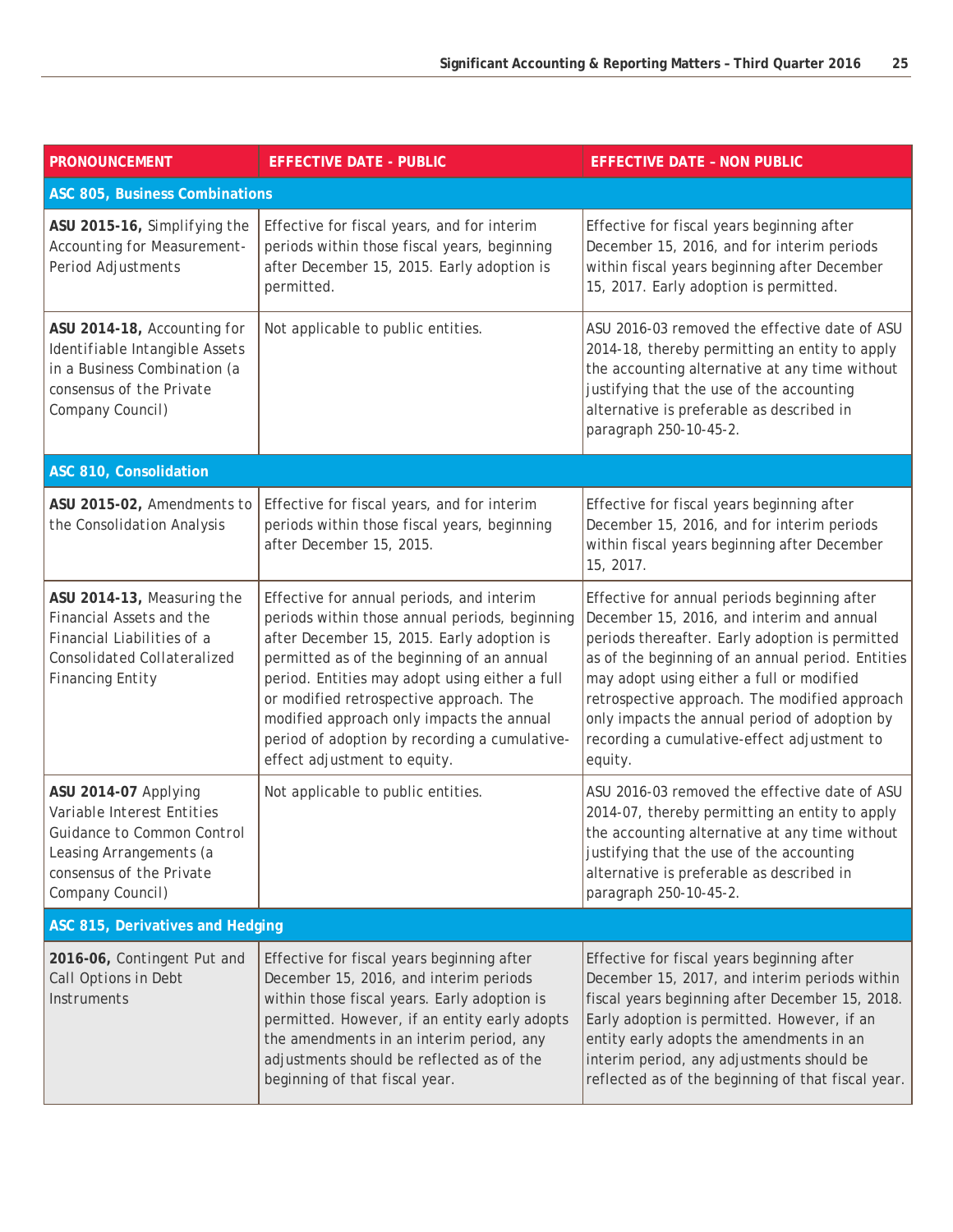| PRONOUNCEMENT | EFFECTIVE DATE - PUBLIC | EFFECTIVE DATE – NON PUBLIC |
|---|---|---|
| **ASC 805, Business Combinations** | | |
| **ASU 2015-16,** Simplifying the Accounting for Measurement-Period Adjustments | Effective for fiscal years, and for interim periods within those fiscal years, beginning after December 15, 2015. Early adoption is permitted. | Effective for fiscal years beginning after December 15, 2016, and for interim periods within fiscal years beginning after December 15, 2017. Early adoption is permitted. |
| **ASU 2014-18,** Accounting for Identifiable Intangible Assets in a Business Combination (a consensus of the Private Company Council) | Not applicable to public entities. | ASU 2016-03 removed the effective date of ASU 2014-18, thereby permitting an entity to apply the accounting alternative at any time without justifying that the use of the accounting alternative is preferable as described in paragraph 250-10-45-2. |
| **ASC 810, Consolidation** | | |
| **ASU 2015-02,** Amendments to the Consolidation Analysis | Effective for fiscal years, and for interim periods within those fiscal years, beginning after December 15, 2015. | Effective for fiscal years beginning after December 15, 2016, and for interim periods within fiscal years beginning after December 15, 2017. |
| **ASU 2014-13,** Measuring the Financial Assets and the Financial Liabilities of a Consolidated Collateralized Financing Entity | Effective for annual periods, and interim periods within those annual periods, beginning after December 15, 2015. Early adoption is permitted as of the beginning of an annual period. Entities may adopt using either a full or modified retrospective approach. The modified approach only impacts the annual period of adoption by recording a cumulative-effect adjustment to equity. | Effective for annual periods beginning after December 15, 2016, and interim and annual periods thereafter. Early adoption is permitted as of the beginning of an annual period. Entities may adopt using either a full or modified retrospective approach. The modified approach only impacts the annual period of adoption by recording a cumulative-effect adjustment to equity. |
| **ASU 2014-07** Applying Variable Interest Entities Guidance to Common Control Leasing Arrangements (a consensus of the Private Company Council) | Not applicable to public entities. | ASU 2016-03 removed the effective date of ASU 2014-07, thereby permitting an entity to apply the accounting alternative at any time without justifying that the use of the accounting alternative is preferable as described in paragraph 250-10-45-2. |
| **ASC 815, Derivatives and Hedging** | | |
| **2016-06,** Contingent Put and Call Options in Debt Instruments | Effective for fiscal years beginning after December 15, 2016, and interim periods within those fiscal years. Early adoption is permitted. However, if an entity early adopts the amendments in an interim period, any adjustments should be reflected as of the beginning of that fiscal year. | Effective for fiscal years beginning after December 15, 2017, and interim periods within fiscal years beginning after December 15, 2018. Early adoption is permitted. However, if an entity early adopts the amendments in an interim period, any adjustments should be reflected as of the beginning of that fiscal year. |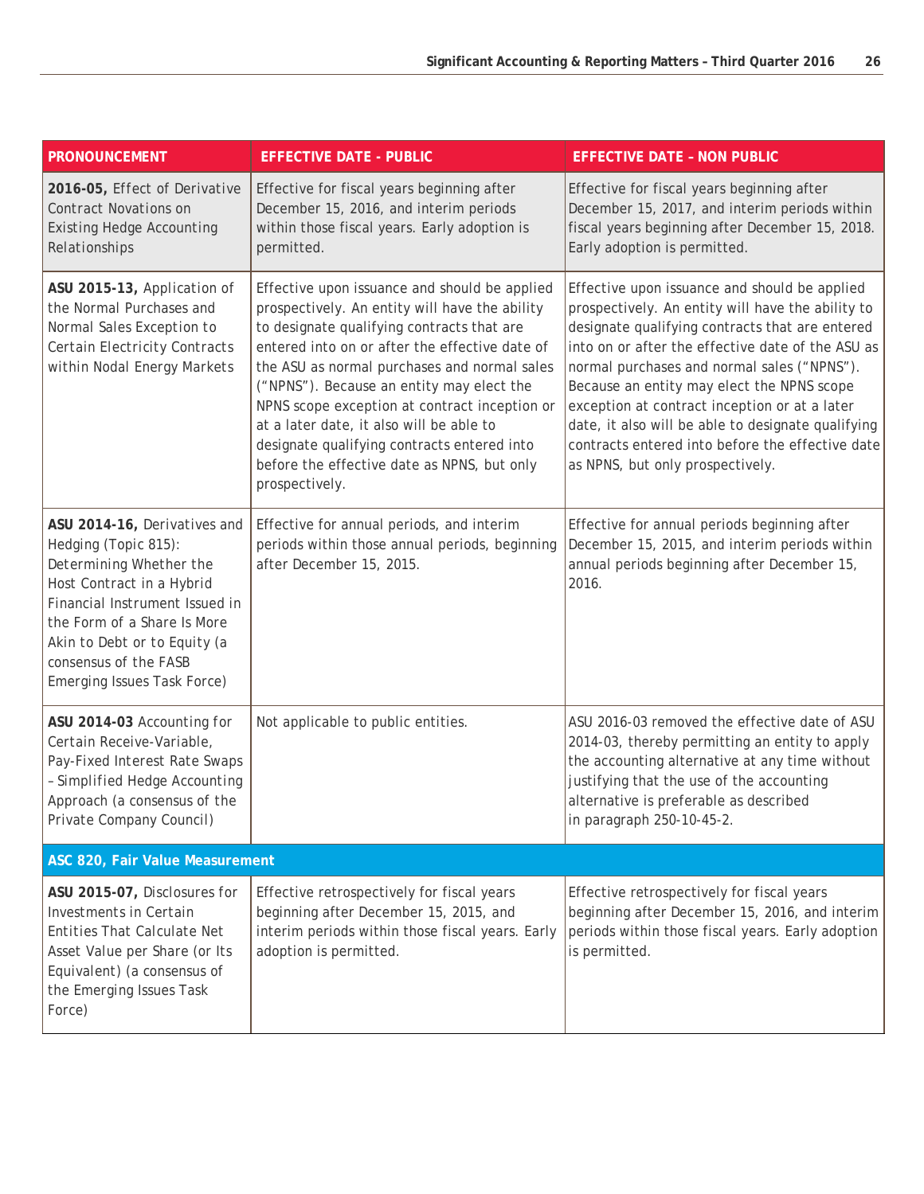| PRONOUNCEMENT | EFFECTIVE DATE - PUBLIC | EFFECTIVE DATE – NON PUBLIC |
|---|---|---|
| **2016-05,** Effect of Derivative Contract Novations on Existing Hedge Accounting Relationships | Effective for fiscal years beginning after December 15, 2016, and interim periods within those fiscal years. Early adoption is permitted. | Effective for fiscal years beginning after December 15, 2017, and interim periods within fiscal years beginning after December 15, 2018. Early adoption is permitted. |
| **ASU 2015-13,** Application of the Normal Purchases and Normal Sales Exception to Certain Electricity Contracts within Nodal Energy Markets | Effective upon issuance and should be applied prospectively. An entity will have the ability to designate qualifying contracts that are entered into on or after the effective date of the ASU as normal purchases and normal sales ("NPNS"). Because an entity may elect the NPNS scope exception at contract inception or at a later date, it also will be able to designate qualifying contracts entered into before the effective date as NPNS, but only prospectively. | Effective upon issuance and should be applied prospectively. An entity will have the ability to designate qualifying contracts that are entered into on or after the effective date of the ASU as normal purchases and normal sales ("NPNS"). Because an entity may elect the NPNS scope exception at contract inception or at a later date, it also will be able to designate qualifying contracts entered into before the effective date as NPNS, but only prospectively. |
| **ASU 2014-16,** Derivatives and Hedging (Topic 815): Determining Whether the Host Contract in a Hybrid Financial Instrument Issued in the Form of a Share Is More Akin to Debt or to Equity (a consensus of the FASB Emerging Issues Task Force) | Effective for annual periods, and interim periods within those annual periods, beginning after December 15, 2015. | Effective for annual periods beginning after December 15, 2015, and interim periods within annual periods beginning after December 15, 2016. |
| **ASU 2014-03** Accounting for Certain Receive-Variable, Pay-Fixed Interest Rate Swaps – Simplified Hedge Accounting Approach (a consensus of the Private Company Council) | Not applicable to public entities. | ASU 2016-03 removed the effective date of ASU 2014-03, thereby permitting an entity to apply the accounting alternative at any time without justifying that the use of the accounting alternative is preferable as described in paragraph 250-10-45-2. |
| **ASC 820, Fair Value Measurement** | | |
| **ASU 2015-07,** Disclosures for Investments in Certain Entities That Calculate Net Asset Value per Share (or Its Equivalent) (a consensus of the Emerging Issues Task Force) | Effective retrospectively for fiscal years beginning after December 15, 2015, and interim periods within those fiscal years. Early adoption is permitted. | Effective retrospectively for fiscal years beginning after December 15, 2016, and interim periods within those fiscal years. Early adoption is permitted. |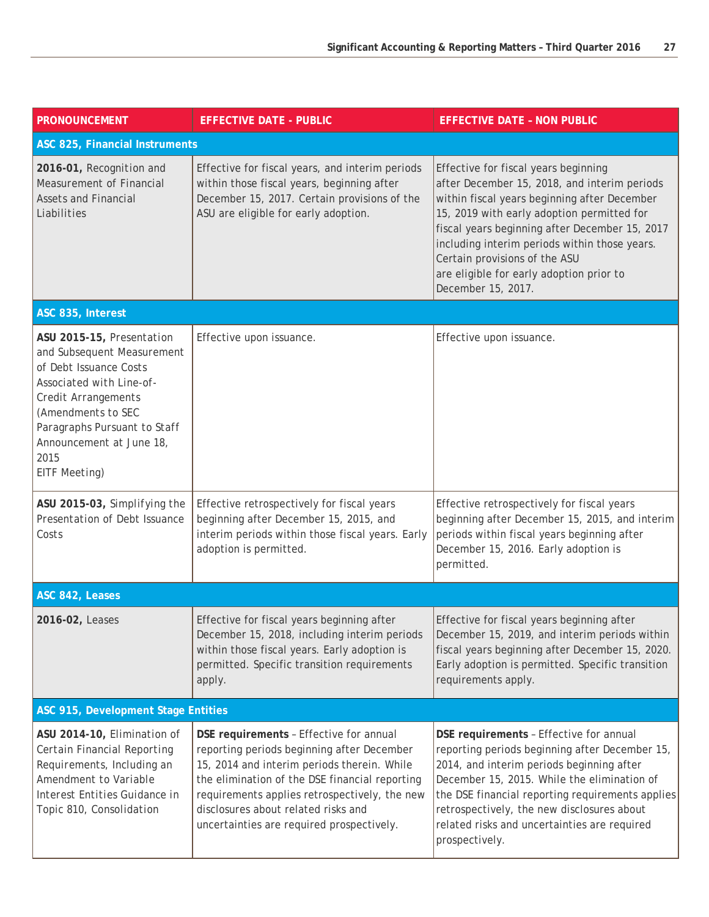| PRONOUNCEMENT | EFFECTIVE DATE - PUBLIC | EFFECTIVE DATE – NON PUBLIC |
|---|---|---|
| **ASC 825, Financial Instruments** | | |
| **2016-01,** Recognition and Measurement of Financial Assets and Financial Liabilities | Effective for fiscal years, and interim periods within those fiscal years, beginning after December 15, 2017. Certain provisions of the ASU are eligible for early adoption. | Effective for fiscal years beginning after December 15, 2018, and interim periods within fiscal years beginning after December 15, 2019 with early adoption permitted for fiscal years beginning after December 15, 2017 including interim periods within those years. Certain provisions of the ASU are eligible for early adoption prior to December 15, 2017. |
| **ASC 835, Interest** | | |
| **ASU 2015-15,** Presentation and Subsequent Measurement of Debt Issuance Costs Associated with Line-of-Credit Arrangements (Amendments to SEC Paragraphs Pursuant to Staff Announcement at June 18, 2015 EITF Meeting) | Effective upon issuance. | Effective upon issuance. |
| **ASU 2015-03,** Simplifying the Presentation of Debt Issuance Costs | Effective retrospectively for fiscal years beginning after December 15, 2015, and interim periods within those fiscal years. Early adoption is permitted. | Effective retrospectively for fiscal years beginning after December 15, 2015, and interim periods within fiscal years beginning after December 15, 2016. Early adoption is permitted. |
| **ASC 842, Leases** | | |
| **2016-02,** Leases | Effective for fiscal years beginning after December 15, 2018, including interim periods within those fiscal years. Early adoption is permitted. Specific transition requirements apply. | Effective for fiscal years beginning after December 15, 2019, and interim periods within fiscal years beginning after December 15, 2020. Early adoption is permitted. Specific transition requirements apply. |
| **ASC 915, Development Stage Entities** | | |
| **ASU 2014-10,** Elimination of Certain Financial Reporting Requirements, Including an Amendment to Variable Interest Entities Guidance in Topic 810, Consolidation | **DSE requirements** – Effective for annual reporting periods beginning after December 15, 2014 and interim periods therein. While the elimination of the DSE financial reporting requirements applies retrospectively, the new disclosures about related risks and uncertainties are required prospectively. | **DSE requirements** – Effective for annual reporting periods beginning after December 15, 2014, and interim periods beginning after December 15, 2015. While the elimination of the DSE financial reporting requirements applies retrospectively, the new disclosures about related risks and uncertainties are required prospectively. |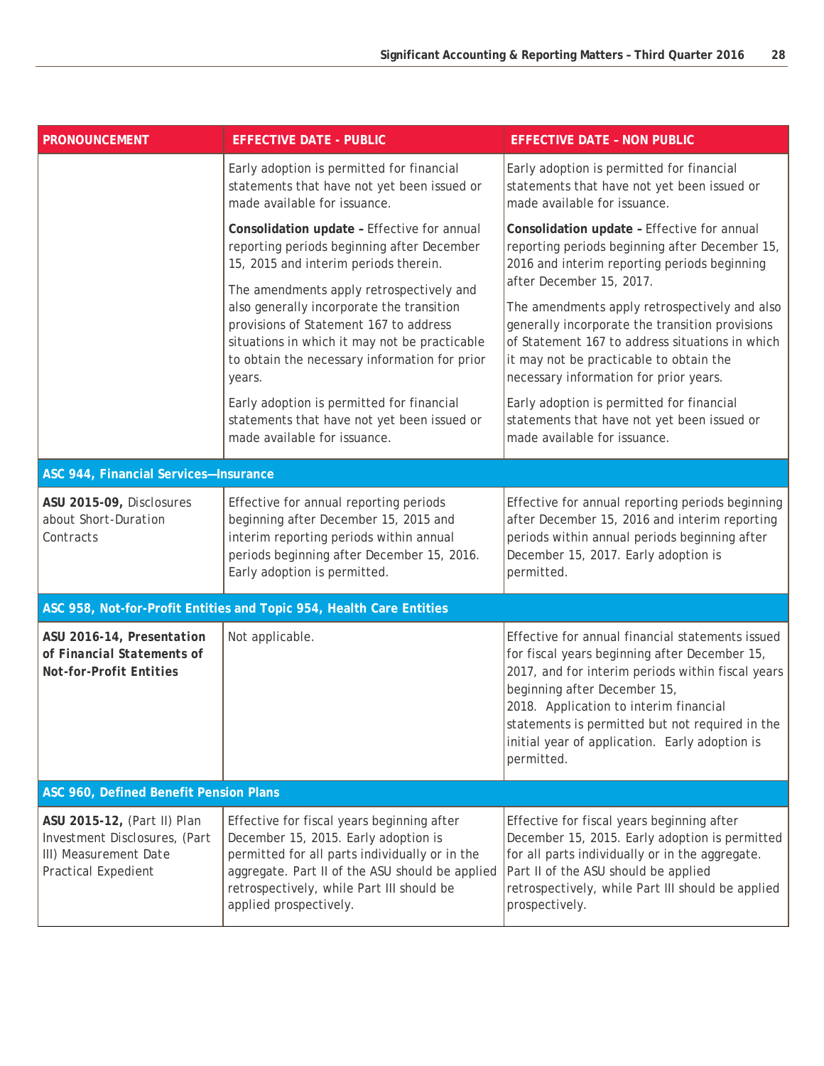| PRONOUNCEMENT | EFFECTIVE DATE - PUBLIC | EFFECTIVE DATE – NON PUBLIC |
|---|---|---|
| | Early adoption is permitted for financial statements that have not yet been issued or made available for issuance.<br><br>**Consolidation update –** Effective for annual reporting periods beginning after December 15, 2015 and interim periods therein.<br><br>The amendments apply retrospectively and also generally incorporate the transition provisions of Statement 167 to address situations in which it may not be practicable to obtain the necessary information for prior years.<br><br>Early adoption is permitted for financial statements that have not yet been issued or made available for issuance. | Early adoption is permitted for financial statements that have not yet been issued or made available for issuance.<br><br>**Consolidation update –** Effective for annual reporting periods beginning after December 15, 2016 and interim reporting periods beginning after December 15, 2017.<br><br>The amendments apply retrospectively and also generally incorporate the transition provisions of Statement 167 to address situations in which it may not be practicable to obtain the necessary information for prior years.<br><br>Early adoption is permitted for financial statements that have not yet been issued or made available for issuance. |
| **ASC 944, Financial Services—Insurance** | | |
| **ASU 2015-09,** Disclosures about Short-Duration Contracts | Effective for annual reporting periods beginning after December 15, 2015 and interim reporting periods within annual periods beginning after December 15, 2016. Early adoption is permitted. | Effective for annual reporting periods beginning after December 15, 2016 and interim reporting periods within annual periods beginning after December 15, 2017. Early adoption is permitted. |
| **ASC 958, Not-for-Profit Entities and Topic 954, Health Care Entities** | | |
| **ASU 2016-14, Presentation of Financial Statements of Not-for-Profit Entities** | Not applicable. | Effective for annual financial statements issued for fiscal years beginning after December 15, 2017, and for interim periods within fiscal years beginning after December 15, 2018. Application to interim financial statements is permitted but not required in the initial year of application. Early adoption is permitted. |
| **ASC 960, Defined Benefit Pension Plans** | | |
| **ASU 2015-12,** (Part II) Plan Investment Disclosures, (Part III) Measurement Date Practical Expedient | Effective for fiscal years beginning after December 15, 2015. Early adoption is permitted for all parts individually or in the aggregate. Part II of the ASU should be applied retrospectively, while Part III should be applied prospectively. | Effective for fiscal years beginning after December 15, 2015. Early adoption is permitted for all parts individually or in the aggregate. Part II of the ASU should be applied retrospectively, while Part III should be applied prospectively. |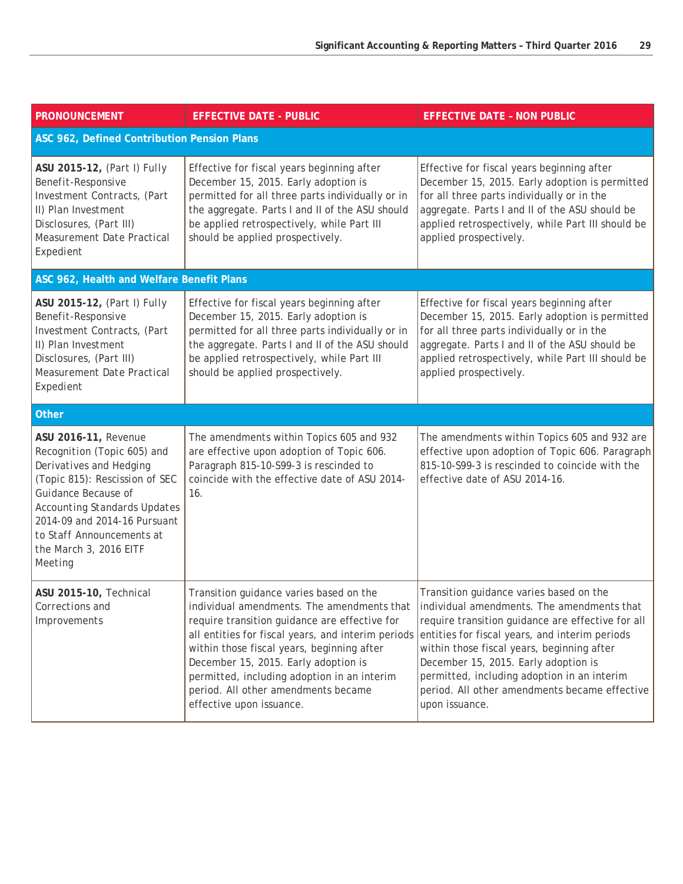| PRONOUNCEMENT | EFFECTIVE DATE - PUBLIC | EFFECTIVE DATE – NON PUBLIC |
|---|---|---|
| **ASC 962, Defined Contribution Pension Plans** | | |
| **ASU 2015-12,** (Part I) Fully Benefit-Responsive Investment Contracts, (Part II) Plan Investment Disclosures, (Part III) Measurement Date Practical Expedient | Effective for fiscal years beginning after December 15, 2015. Early adoption is permitted for all three parts individually or in the aggregate. Parts I and II of the ASU should be applied retrospectively, while Part III should be applied prospectively. | Effective for fiscal years beginning after December 15, 2015. Early adoption is permitted for all three parts individually or in the aggregate. Parts I and II of the ASU should be applied retrospectively, while Part III should be applied prospectively. |
| **ASC 962, Health and Welfare Benefit Plans** | | |
| **ASU 2015-12,** (Part I) Fully Benefit-Responsive Investment Contracts, (Part II) Plan Investment Disclosures, (Part III) Measurement Date Practical Expedient | Effective for fiscal years beginning after December 15, 2015. Early adoption is permitted for all three parts individually or in the aggregate. Parts I and II of the ASU should be applied retrospectively, while Part III should be applied prospectively. | Effective for fiscal years beginning after December 15, 2015. Early adoption is permitted for all three parts individually or in the aggregate. Parts I and II of the ASU should be applied retrospectively, while Part III should be applied prospectively. |
| **Other** | | |
| **ASU 2016-11,** Revenue Recognition (Topic 605) and Derivatives and Hedging (Topic 815): Rescission of SEC Guidance Because of Accounting Standards Updates 2014-09 and 2014-16 Pursuant to Staff Announcements at the March 3, 2016 EITF Meeting | The amendments within Topics 605 and 932 are effective upon adoption of Topic 606. Paragraph 815-10-S99-3 is rescinded to coincide with the effective date of ASU 2014-16. | The amendments within Topics 605 and 932 are effective upon adoption of Topic 606. Paragraph 815-10-S99-3 is rescinded to coincide with the effective date of ASU 2014-16. |
| **ASU 2015-10,** Technical Corrections and Improvements | Transition guidance varies based on the individual amendments. The amendments that require transition guidance are effective for all entities for fiscal years, and interim periods within those fiscal years, beginning after December 15, 2015. Early adoption is permitted, including adoption in an interim period. All other amendments became effective upon issuance. | Transition guidance varies based on the individual amendments. The amendments that require transition guidance are effective for all entities for fiscal years, and interim periods within those fiscal years, beginning after December 15, 2015. Early adoption is permitted, including adoption in an interim period. All other amendments became effective upon issuance. |